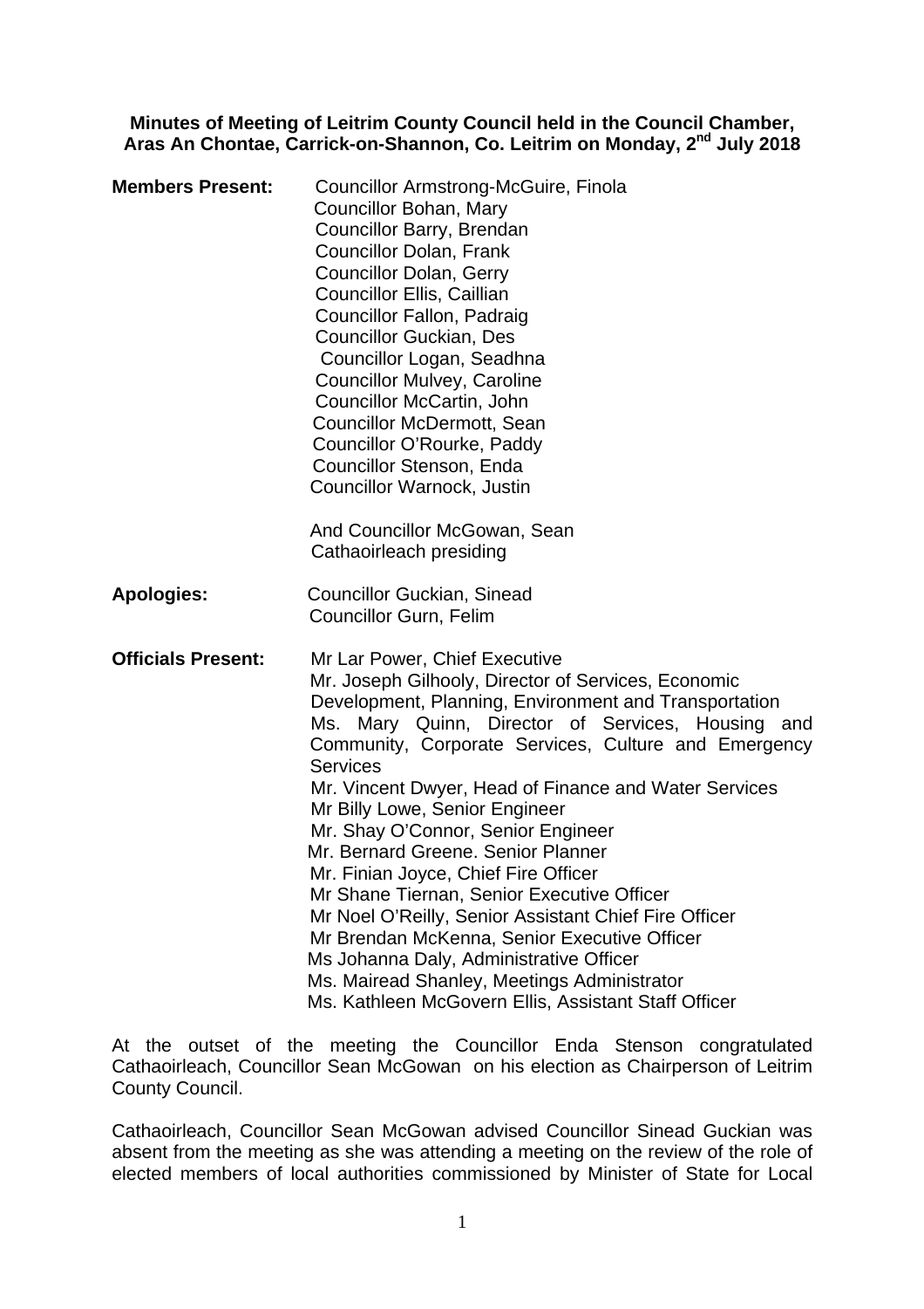**Minutes of Meeting of Leitrim County Council held in the Council Chamber, Aras An Chontae, Carrick-on-Shannon, Co. Leitrim on Monday, 2nd July 2018**

**Members Present:**

Councillor Armstrong-McGuire, Finola
Councillor Bohan, Mary
Councillor Barry, Brendan
Councillor Dolan, Frank
Councillor Dolan, Gerry
Councillor Ellis, Caillian
Councillor Fallon, Padraig
Councillor Guckian, Des
Councillor Logan, Seadhna
Councillor Mulvey, Caroline
Councillor McCartin, John
Councillor McDermott, Sean
Councillor O'Rourke, Paddy
Councillor Stenson, Enda
Councillor Warnock, Justin

And Councillor McGowan, Sean
Cathaoirleach presiding

**Apologies:**

Councillor Guckian, Sinead
Councillor Gurn, Felim

**Officials Present:**

Mr Lar Power, Chief Executive
Mr. Joseph Gilhooly, Director of Services, Economic Development, Planning, Environment and Transportation
Ms. Mary Quinn, Director of Services, Housing and Community, Corporate Services, Culture and Emergency Services
Mr. Vincent Dwyer, Head of Finance and Water Services
Mr Billy Lowe, Senior Engineer
Mr. Shay O'Connor, Senior Engineer
Mr. Bernard Greene. Senior Planner
Mr. Finian Joyce, Chief Fire Officer
Mr Shane Tiernan, Senior Executive Officer
Mr Noel O'Reilly, Senior Assistant Chief Fire Officer
Mr Brendan McKenna, Senior Executive Officer
Ms Johanna Daly, Administrative Officer
Ms. Mairead Shanley, Meetings Administrator
Ms. Kathleen McGovern Ellis, Assistant Staff Officer

At the outset of the meeting the Councillor Enda Stenson congratulated Cathaoirleach, Councillor Sean McGowan on his election as Chairperson of Leitrim County Council.

Cathaoirleach, Councillor Sean McGowan advised Councillor Sinead Guckian was absent from the meeting as she was attending a meeting on the review of the role of elected members of local authorities commissioned by Minister of State for Local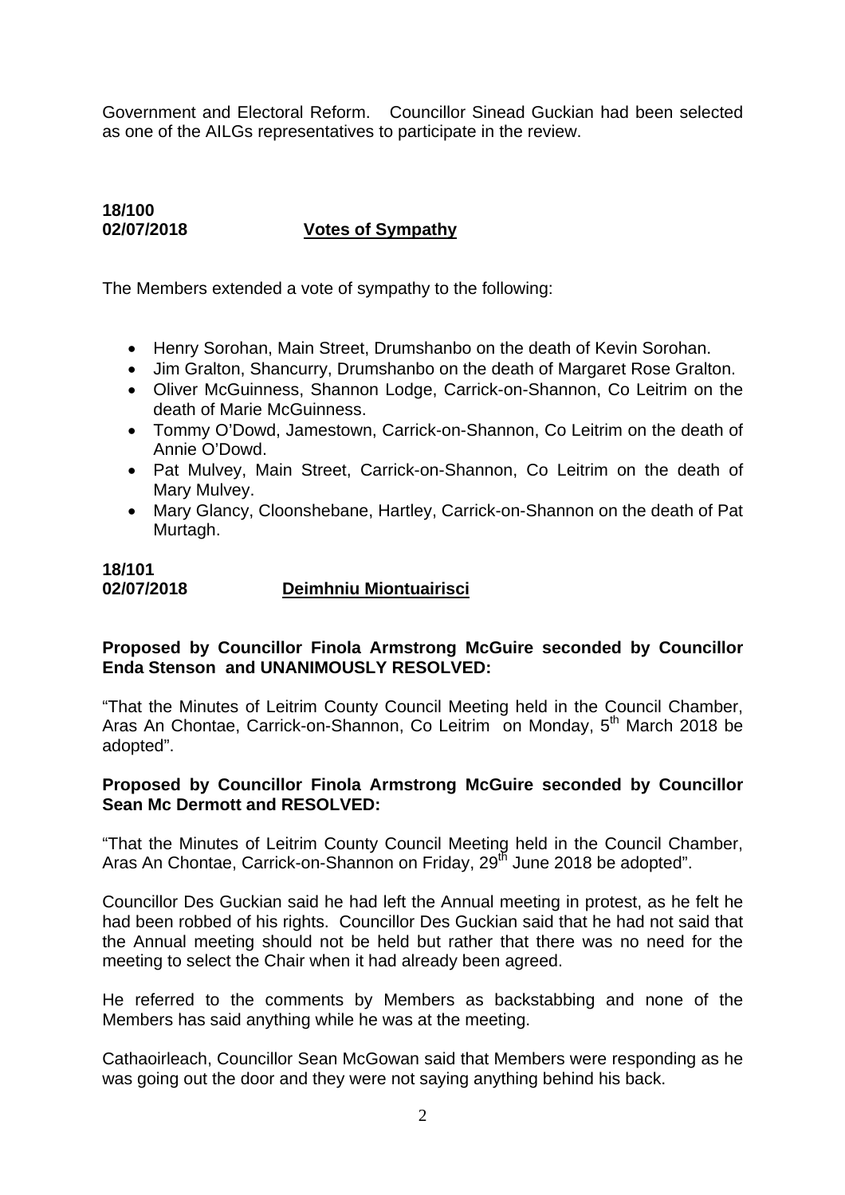Government and Electoral Reform. Councillor Sinead Guckian had been selected as one of the AILGs representatives to participate in the review.

**18/100**
**02/07/2018** **Votes of Sympathy**

The Members extended a vote of sympathy to the following:

- Henry Sorohan, Main Street, Drumshanbo on the death of Kevin Sorohan.
- Jim Gralton, Shancurry, Drumshanbo on the death of Margaret Rose Gralton.
- Oliver McGuinness, Shannon Lodge, Carrick-on-Shannon, Co Leitrim on the death of Marie McGuinness.
- Tommy O'Dowd, Jamestown, Carrick-on-Shannon, Co Leitrim on the death of Annie O'Dowd.
- Pat Mulvey, Main Street, Carrick-on-Shannon, Co Leitrim on the death of Mary Mulvey.
- Mary Glancy, Cloonshebane, Hartley, Carrick-on-Shannon on the death of Pat Murtagh.

**18/101**
**02/07/2018** **Deimhniu Miontuairisci**

**Proposed by Councillor Finola Armstrong McGuire seconded by Councillor Enda Stenson and UNANIMOUSLY RESOLVED:**

"That the Minutes of Leitrim County Council Meeting held in the Council Chamber, Aras An Chontae, Carrick-on-Shannon, Co Leitrim on Monday, 5th March 2018 be adopted".

**Proposed by Councillor Finola Armstrong McGuire seconded by Councillor Sean Mc Dermott and RESOLVED:**

"That the Minutes of Leitrim County Council Meeting held in the Council Chamber, Aras An Chontae, Carrick-on-Shannon on Friday, 29th June 2018 be adopted".

Councillor Des Guckian said he had left the Annual meeting in protest, as he felt he had been robbed of his rights. Councillor Des Guckian said that he had not said that the Annual meeting should not be held but rather that there was no need for the meeting to select the Chair when it had already been agreed.

He referred to the comments by Members as backstabbing and none of the Members has said anything while he was at the meeting.

Cathaoirleach, Councillor Sean McGowan said that Members were responding as he was going out the door and they were not saying anything behind his back.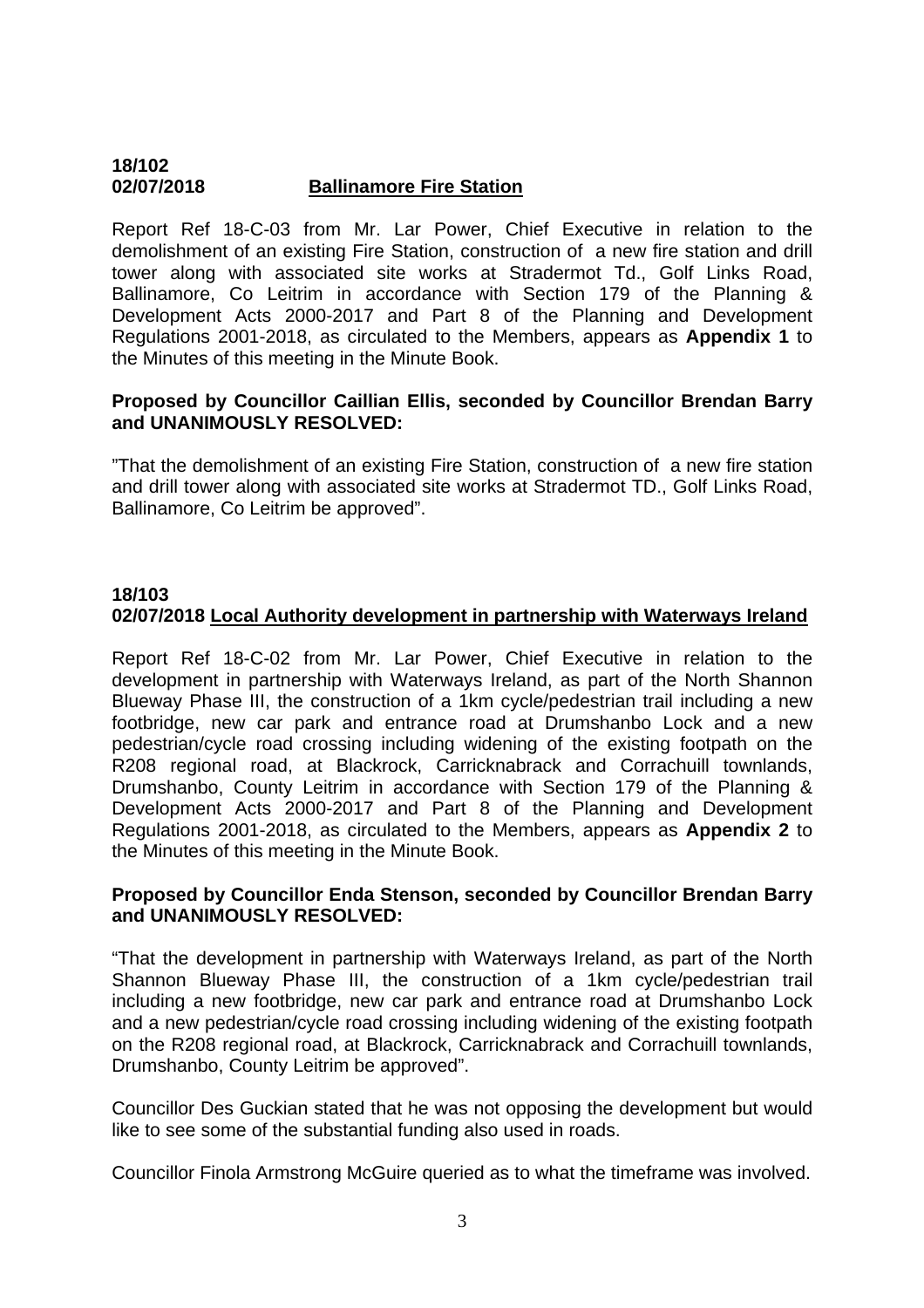**18/102**
**02/07/2018** **Ballinamore Fire Station**

Report Ref 18-C-03 from Mr. Lar Power, Chief Executive in relation to the demolishment of an existing Fire Station, construction of a new fire station and drill tower along with associated site works at Stradermot Td., Golf Links Road, Ballinamore, Co Leitrim in accordance with Section 179 of the Planning & Development Acts 2000-2017 and Part 8 of the Planning and Development Regulations 2001-2018, as circulated to the Members, appears as **Appendix 1** to the Minutes of this meeting in the Minute Book.

**Proposed by Councillor Caillian Ellis, seconded by Councillor Brendan Barry and UNANIMOUSLY RESOLVED:**

"That the demolishment of an existing Fire Station, construction of a new fire station and drill tower along with associated site works at Stradermot TD., Golf Links Road, Ballinamore, Co Leitrim be approved".

**18/103**
**02/07/2018** **Local Authority development in partnership with Waterways Ireland**

Report Ref 18-C-02 from Mr. Lar Power, Chief Executive in relation to the development in partnership with Waterways Ireland, as part of the North Shannon Blueway Phase III, the construction of a 1km cycle/pedestrian trail including a new footbridge, new car park and entrance road at Drumshanbo Lock and a new pedestrian/cycle road crossing including widening of the existing footpath on the R208 regional road, at Blackrock, Carricknabrack and Corrachuill townlands, Drumshanbo, County Leitrim in accordance with Section 179 of the Planning & Development Acts 2000-2017 and Part 8 of the Planning and Development Regulations 2001-2018, as circulated to the Members, appears as **Appendix 2** to the Minutes of this meeting in the Minute Book.

**Proposed by Councillor Enda Stenson, seconded by Councillor Brendan Barry and UNANIMOUSLY RESOLVED:**

"That the development in partnership with Waterways Ireland, as part of the North Shannon Blueway Phase III, the construction of a 1km cycle/pedestrian trail including a new footbridge, new car park and entrance road at Drumshanbo Lock and a new pedestrian/cycle road crossing including widening of the existing footpath on the R208 regional road, at Blackrock, Carricknabrack and Corrachuill townlands, Drumshanbo, County Leitrim be approved".

Councillor Des Guckian stated that he was not opposing the development but would like to see some of the substantial funding also used in roads.

Councillor Finola Armstrong McGuire queried as to what the timeframe was involved.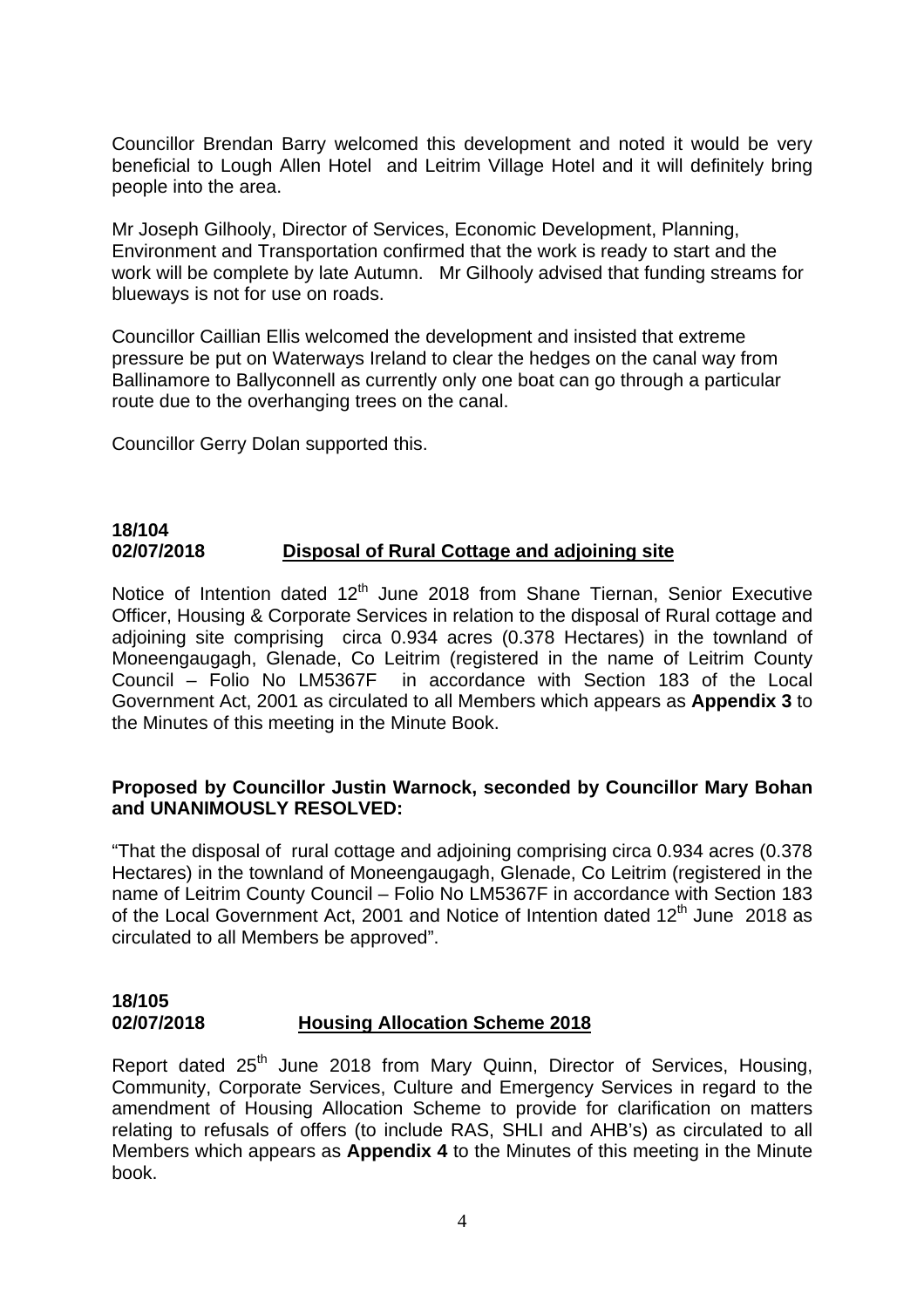Councillor Brendan Barry welcomed this development and noted it would be very beneficial to Lough Allen Hotel and Leitrim Village Hotel and it will definitely bring people into the area.

Mr Joseph Gilhooly, Director of Services, Economic Development, Planning, Environment and Transportation confirmed that the work is ready to start and the work will be complete by late Autumn. Mr Gilhooly advised that funding streams for blueways is not for use on roads.

Councillor Caillian Ellis welcomed the development and insisted that extreme pressure be put on Waterways Ireland to clear the hedges on the canal way from Ballinamore to Ballyconnell as currently only one boat can go through a particular route due to the overhanging trees on the canal.

Councillor Gerry Dolan supported this.

**18/104**
**02/07/2018** **Disposal of Rural Cottage and adjoining site**

Notice of Intention dated 12th June 2018 from Shane Tiernan, Senior Executive Officer, Housing & Corporate Services in relation to the disposal of Rural cottage and adjoining site comprising circa 0.934 acres (0.378 Hectares) in the townland of Moneengaugagh, Glenade, Co Leitrim (registered in the name of Leitrim County Council – Folio No LM5367F in accordance with Section 183 of the Local Government Act, 2001 as circulated to all Members which appears as **Appendix 3** to the Minutes of this meeting in the Minute Book.

**Proposed by Councillor Justin Warnock, seconded by Councillor Mary Bohan and UNANIMOUSLY RESOLVED:**

"That the disposal of rural cottage and adjoining comprising circa 0.934 acres (0.378 Hectares) in the townland of Moneengaugagh, Glenade, Co Leitrim (registered in the name of Leitrim County Council – Folio No LM5367F in accordance with Section 183 of the Local Government Act, 2001 and Notice of Intention dated 12th June 2018 as circulated to all Members be approved".

**18/105**
**02/07/2018** **Housing Allocation Scheme 2018**

Report dated 25th June 2018 from Mary Quinn, Director of Services, Housing, Community, Corporate Services, Culture and Emergency Services in regard to the amendment of Housing Allocation Scheme to provide for clarification on matters relating to refusals of offers (to include RAS, SHLI and AHB's) as circulated to all Members which appears as **Appendix 4** to the Minutes of this meeting in the Minute book.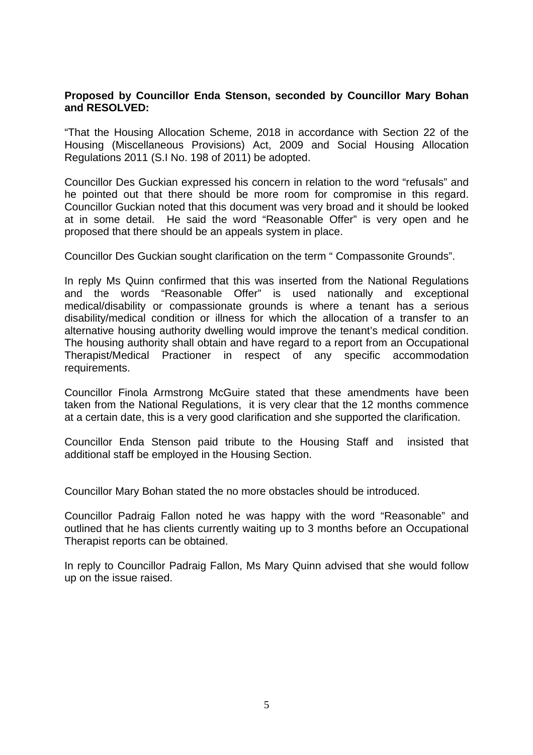**Proposed by Councillor Enda Stenson, seconded by Councillor Mary Bohan and RESOLVED:**

"That the Housing Allocation Scheme, 2018 in accordance with Section 22 of the Housing (Miscellaneous Provisions) Act, 2009 and Social Housing Allocation Regulations 2011 (S.I No. 198 of 2011) be adopted.

Councillor Des Guckian expressed his concern in relation to the word "refusals" and he pointed out that there should be more room for compromise in this regard. Councillor Guckian noted that this document was very broad and it should be looked at in some detail. He said the word "Reasonable Offer" is very open and he proposed that there should be an appeals system in place.

Councillor Des Guckian sought clarification on the term " Compassonite Grounds".

In reply Ms Quinn confirmed that this was inserted from the National Regulations and the words "Reasonable Offer" is used nationally and exceptional medical/disability or compassionate grounds is where a tenant has a serious disability/medical condition or illness for which the allocation of a transfer to an alternative housing authority dwelling would improve the tenant's medical condition. The housing authority shall obtain and have regard to a report from an Occupational Therapist/Medical Practioner in respect of any specific accommodation requirements.

Councillor Finola Armstrong McGuire stated that these amendments have been taken from the National Regulations, it is very clear that the 12 months commence at a certain date, this is a very good clarification and she supported the clarification.

Councillor Enda Stenson paid tribute to the Housing Staff and insisted that additional staff be employed in the Housing Section.

Councillor Mary Bohan stated the no more obstacles should be introduced.

Councillor Padraig Fallon noted he was happy with the word "Reasonable" and outlined that he has clients currently waiting up to 3 months before an Occupational Therapist reports can be obtained.

In reply to Councillor Padraig Fallon, Ms Mary Quinn advised that she would follow up on the issue raised.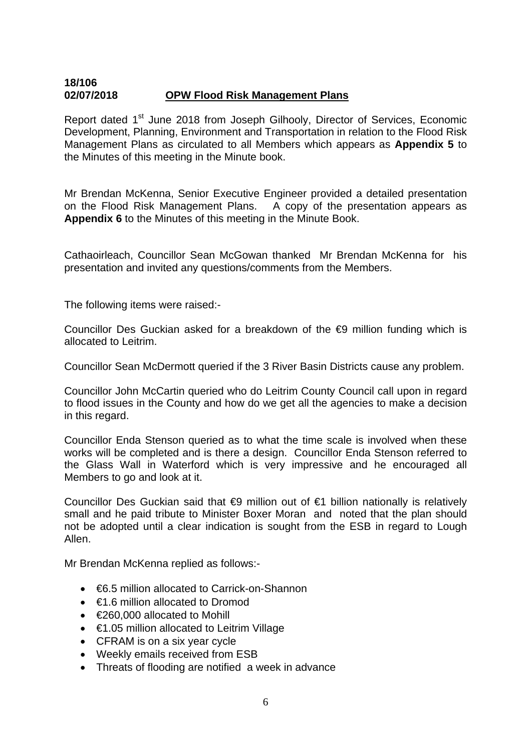**18/106**
**02/07/2018** **OPW Flood Risk Management Plans**

Report dated 1st June 2018 from Joseph Gilhooly, Director of Services, Economic Development, Planning, Environment and Transportation in relation to the Flood Risk Management Plans as circulated to all Members which appears as **Appendix 5** to the Minutes of this meeting in the Minute book.

Mr Brendan McKenna, Senior Executive Engineer provided a detailed presentation on the Flood Risk Management Plans. A copy of the presentation appears as **Appendix 6** to the Minutes of this meeting in the Minute Book.

Cathaoirleach, Councillor Sean McGowan thanked Mr Brendan McKenna for his presentation and invited any questions/comments from the Members.

The following items were raised:-

Councillor Des Guckian asked for a breakdown of the €9 million funding which is allocated to Leitrim.

Councillor Sean McDermott queried if the 3 River Basin Districts cause any problem.

Councillor John McCartin queried who do Leitrim County Council call upon in regard to flood issues in the County and how do we get all the agencies to make a decision in this regard.

Councillor Enda Stenson queried as to what the time scale is involved when these works will be completed and is there a design. Councillor Enda Stenson referred to the Glass Wall in Waterford which is very impressive and he encouraged all Members to go and look at it.

Councillor Des Guckian said that €9 million out of €1 billion nationally is relatively small and he paid tribute to Minister Boxer Moran and noted that the plan should not be adopted until a clear indication is sought from the ESB in regard to Lough Allen.

Mr Brendan McKenna replied as follows:-

- €6.5 million allocated to Carrick-on-Shannon
- €1.6 million allocated to Dromod
- €260,000 allocated to Mohill
- €1.05 million allocated to Leitrim Village
- CFRAM is on a six year cycle
- Weekly emails received from ESB
- Threats of flooding are notified a week in advance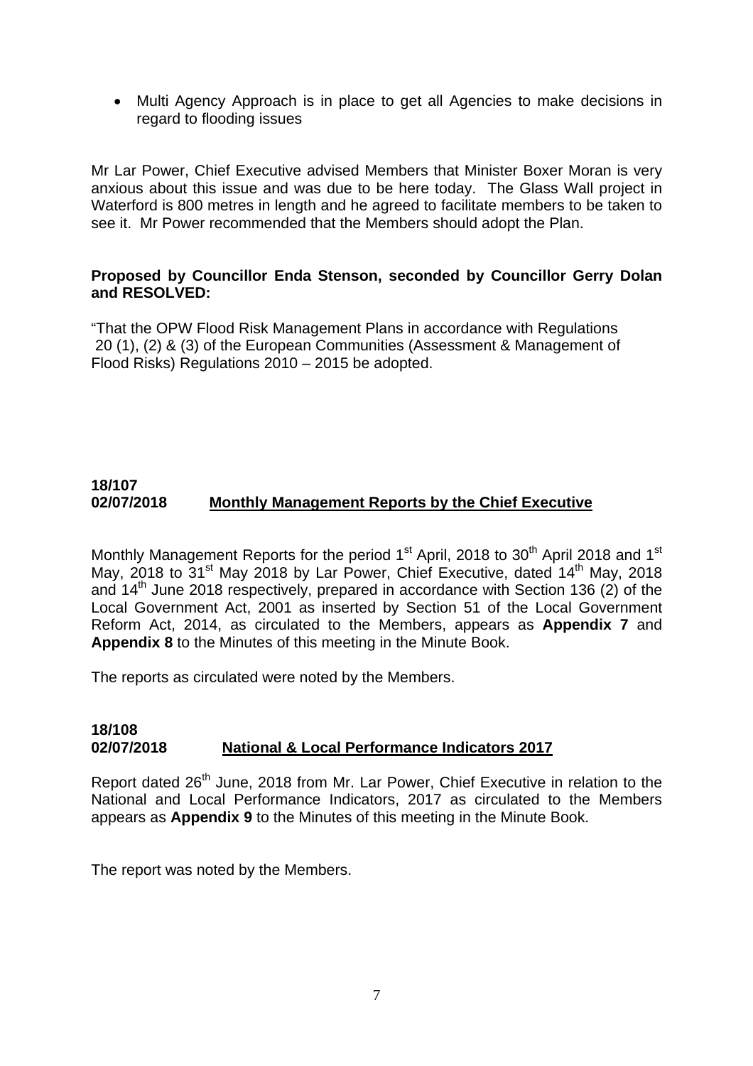- Multi Agency Approach is in place to get all Agencies to make decisions in regard to flooding issues

Mr Lar Power, Chief Executive advised Members that Minister Boxer Moran is very anxious about this issue and was due to be here today. The Glass Wall project in Waterford is 800 metres in length and he agreed to facilitate members to be taken to see it. Mr Power recommended that the Members should adopt the Plan.

**Proposed by Councillor Enda Stenson, seconded by Councillor Gerry Dolan and RESOLVED:**

"That the OPW Flood Risk Management Plans in accordance with Regulations 20 (1), (2) & (3) of the European Communities (Assessment & Management of Flood Risks) Regulations 2010 – 2015 be adopted.

**18/107**
**02/07/2018** **<u>Monthly Management Reports by the Chief Executive</u>**

Monthly Management Reports for the period 1st April, 2018 to 30th April 2018 and 1st May, 2018 to 31st May 2018 by Lar Power, Chief Executive, dated 14th May, 2018 and 14th June 2018 respectively, prepared in accordance with Section 136 (2) of the Local Government Act, 2001 as inserted by Section 51 of the Local Government Reform Act, 2014, as circulated to the Members, appears as **Appendix 7** and **Appendix 8** to the Minutes of this meeting in the Minute Book.

The reports as circulated were noted by the Members.

**18/108**
**02/07/2018** **<u>National & Local Performance Indicators 2017</u>**

Report dated 26th June, 2018 from Mr. Lar Power, Chief Executive in relation to the National and Local Performance Indicators, 2017 as circulated to the Members appears as **Appendix 9** to the Minutes of this meeting in the Minute Book.

The report was noted by the Members.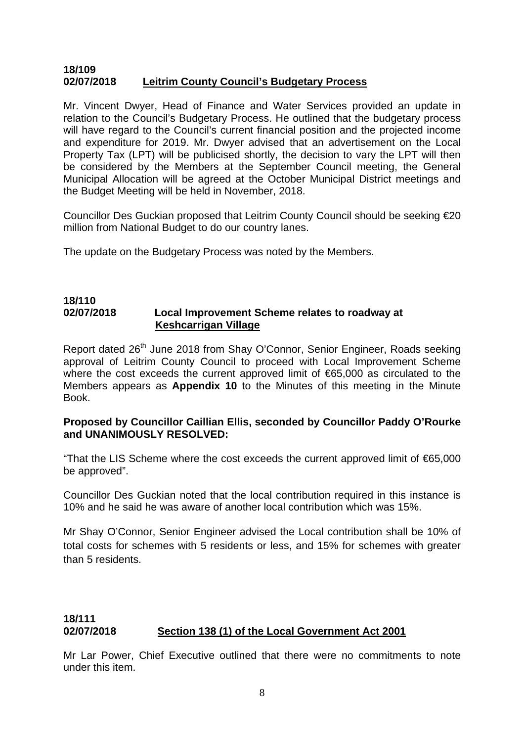**18/109**
**02/07/2018 Leitrim County Council's Budgetary Process**

Mr. Vincent Dwyer, Head of Finance and Water Services provided an update in relation to the Council's Budgetary Process. He outlined that the budgetary process will have regard to the Council's current financial position and the projected income and expenditure for 2019. Mr. Dwyer advised that an advertisement on the Local Property Tax (LPT) will be publicised shortly, the decision to vary the LPT will then be considered by the Members at the September Council meeting, the General Municipal Allocation will be agreed at the October Municipal District meetings and the Budget Meeting will be held in November, 2018.

Councillor Des Guckian proposed that Leitrim County Council should be seeking €20 million from National Budget to do our country lanes.

The update on the Budgetary Process was noted by the Members.

**18/110**
**02/07/2018 Local Improvement Scheme relates to roadway at Keshcarrigan Village**

Report dated 26th June 2018 from Shay O'Connor, Senior Engineer, Roads seeking approval of Leitrim County Council to proceed with Local Improvement Scheme where the cost exceeds the current approved limit of €65,000 as circulated to the Members appears as **Appendix 10** to the Minutes of this meeting in the Minute Book.

**Proposed by Councillor Caillian Ellis, seconded by Councillor Paddy O'Rourke and UNANIMOUSLY RESOLVED:**

"That the LIS Scheme where the cost exceeds the current approved limit of €65,000 be approved".

Councillor Des Guckian noted that the local contribution required in this instance is 10% and he said he was aware of another local contribution which was 15%.

Mr Shay O'Connor, Senior Engineer advised the Local contribution shall be 10% of total costs for schemes with 5 residents or less, and 15% for schemes with greater than 5 residents.

**18/111**
**02/07/2018 Section 138 (1) of the Local Government Act 2001**

Mr Lar Power, Chief Executive outlined that there were no commitments to note under this item.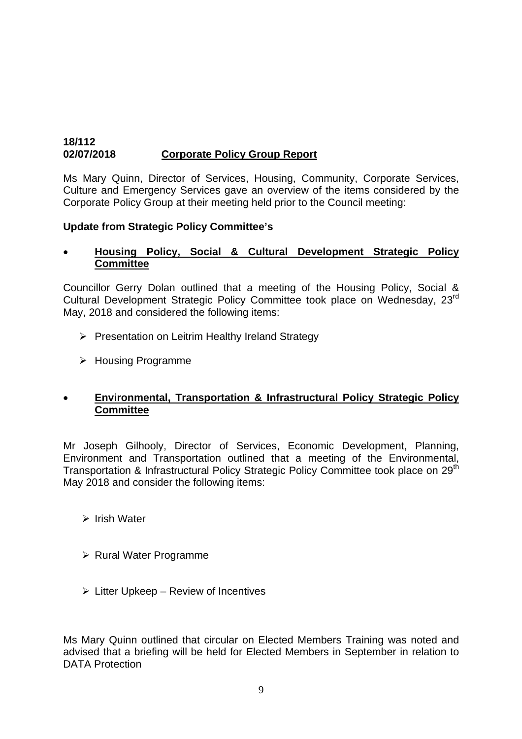**18/112**
**02/07/2018** **Corporate Policy Group Report**

Ms Mary Quinn, Director of Services, Housing, Community, Corporate Services, Culture and Emergency Services gave an overview of the items considered by the Corporate Policy Group at their meeting held prior to the Council meeting:

**Update from Strategic Policy Committee's**

- **Housing Policy, Social & Cultural Development Strategic Policy Committee**

Councillor Gerry Dolan outlined that a meeting of the Housing Policy, Social & Cultural Development Strategic Policy Committee took place on Wednesday, 23rd May, 2018 and considered the following items:

- Presentation on Leitrim Healthy Ireland Strategy
- Housing Programme

- **Environmental, Transportation & Infrastructural Policy Strategic Policy Committee**

Mr Joseph Gilhooly, Director of Services, Economic Development, Planning, Environment and Transportation outlined that a meeting of the Environmental, Transportation & Infrastructural Policy Strategic Policy Committee took place on 29th May 2018 and consider the following items:

- Irish Water
- Rural Water Programme
- Litter Upkeep – Review of Incentives

Ms Mary Quinn outlined that circular on Elected Members Training was noted and advised that a briefing will be held for Elected Members in September in relation to DATA Protection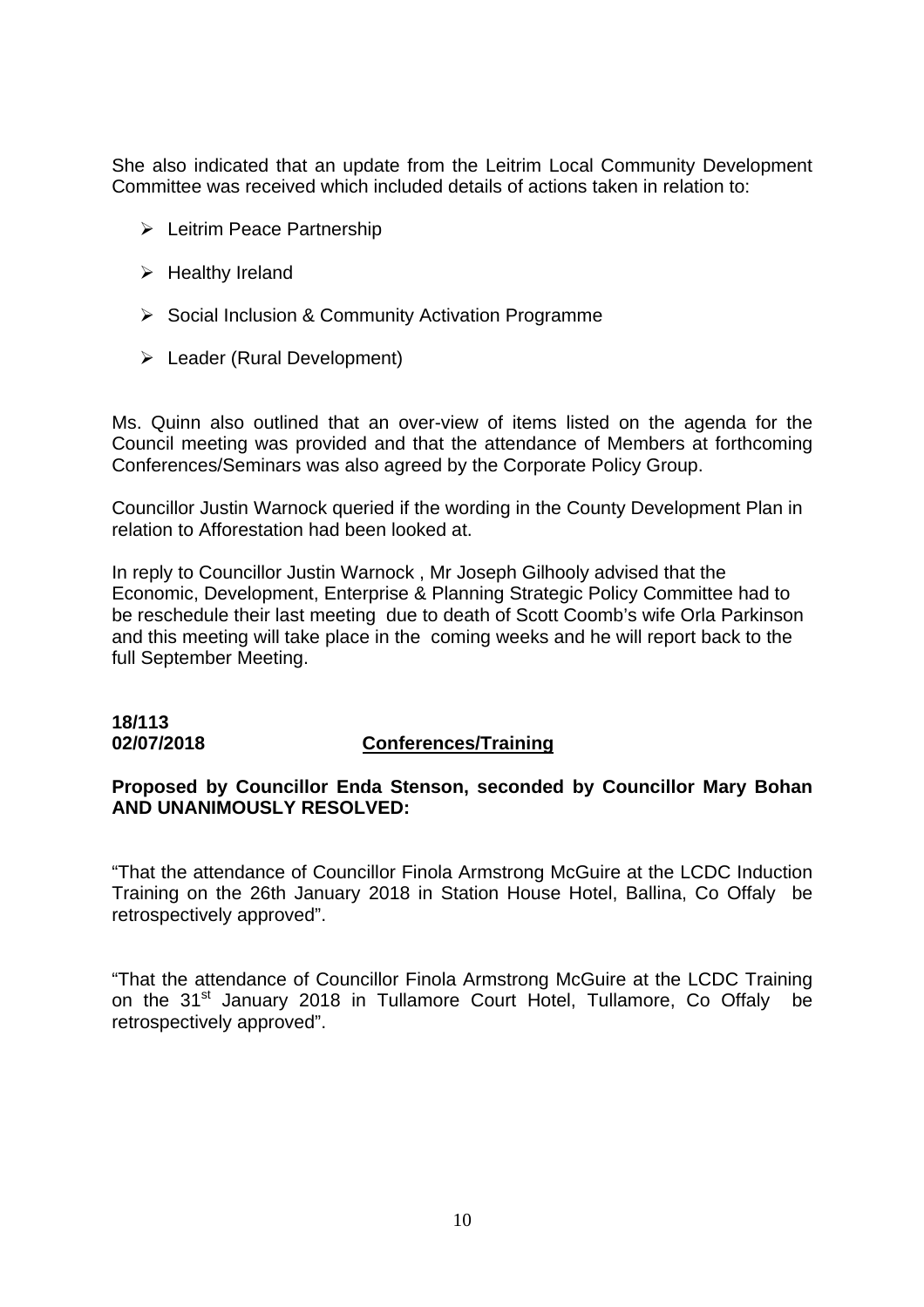She also indicated that an update from the Leitrim Local Community Development Committee was received which included details of actions taken in relation to:

- Leitrim Peace Partnership
- Healthy Ireland
- Social Inclusion & Community Activation Programme
- Leader (Rural Development)

Ms. Quinn also outlined that an over-view of items listed on the agenda for the Council meeting was provided and that the attendance of Members at forthcoming Conferences/Seminars was also agreed by the Corporate Policy Group.

Councillor Justin Warnock queried if the wording in the County Development Plan in relation to Afforestation had been looked at.

In reply to Councillor Justin Warnock , Mr Joseph Gilhooly advised that the Economic, Development, Enterprise & Planning Strategic Policy Committee had to be reschedule their last meeting due to death of Scott Coomb's wife Orla Parkinson and this meeting will take place in the coming weeks and he will report back to the full September Meeting.

**18/113**
**02/07/2018** **<u>Conferences/Training</u>**

**Proposed by Councillor Enda Stenson, seconded by Councillor Mary Bohan AND UNANIMOUSLY RESOLVED:**

"That the attendance of Councillor Finola Armstrong McGuire at the LCDC Induction Training on the 26th January 2018 in Station House Hotel, Ballina, Co Offaly be retrospectively approved".

"That the attendance of Councillor Finola Armstrong McGuire at the LCDC Training on the 31st January 2018 in Tullamore Court Hotel, Tullamore, Co Offaly be retrospectively approved".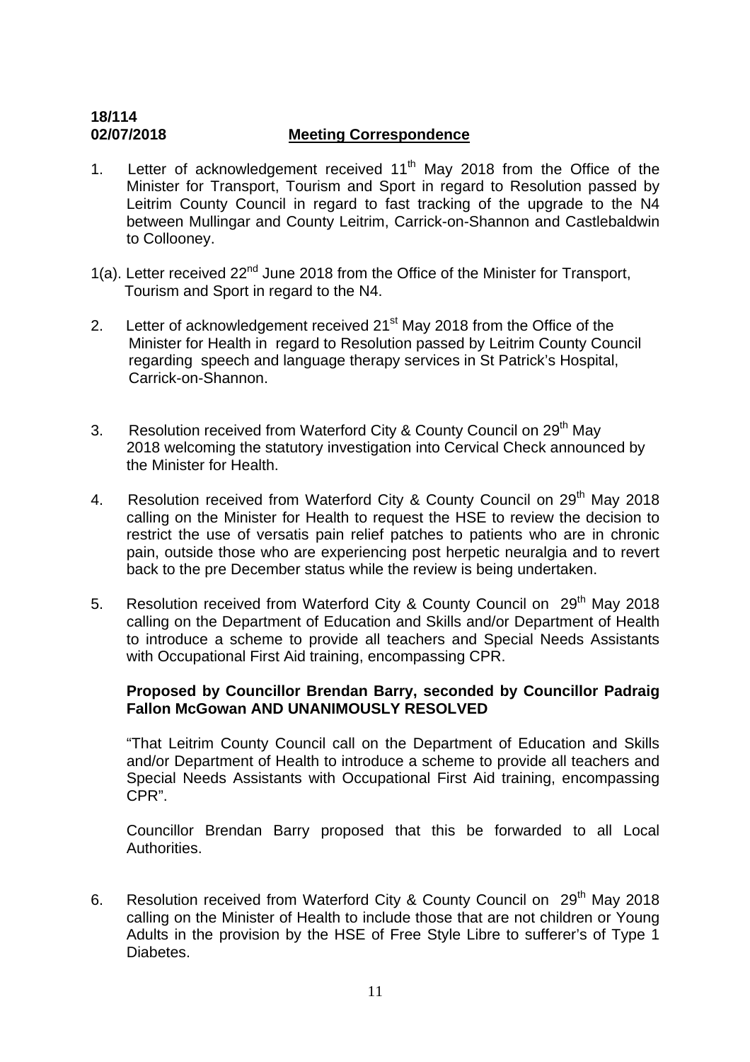**18/114**
**02/07/2018** **Meeting Correspondence**

1. Letter of acknowledgement received 11th May 2018 from the Office of the Minister for Transport, Tourism and Sport in regard to Resolution passed by Leitrim County Council in regard to fast tracking of the upgrade to the N4 between Mullingar and County Leitrim, Carrick-on-Shannon and Castlebaldwin to Collooney.

1(a). Letter received 22nd June 2018 from the Office of the Minister for Transport, Tourism and Sport in regard to the N4.

2. Letter of acknowledgement received 21st May 2018 from the Office of the Minister for Health in regard to Resolution passed by Leitrim County Council regarding speech and language therapy services in St Patrick's Hospital, Carrick-on-Shannon.

3. Resolution received from Waterford City & County Council on 29th May 2018 welcoming the statutory investigation into Cervical Check announced by the Minister for Health.

4. Resolution received from Waterford City & County Council on 29th May 2018 calling on the Minister for Health to request the HSE to review the decision to restrict the use of versatis pain relief patches to patients who are in chronic pain, outside those who are experiencing post herpetic neuralgia and to revert back to the pre December status while the review is being undertaken.

5. Resolution received from Waterford City & County Council on 29th May 2018 calling on the Department of Education and Skills and/or Department of Health to introduce a scheme to provide all teachers and Special Needs Assistants with Occupational First Aid training, encompassing CPR.

   **Proposed by Councillor Brendan Barry, seconded by Councillor Padraig Fallon McGowan AND UNANIMOUSLY RESOLVED**

   "That Leitrim County Council call on the Department of Education and Skills and/or Department of Health to introduce a scheme to provide all teachers and Special Needs Assistants with Occupational First Aid training, encompassing CPR".

   Councillor Brendan Barry proposed that this be forwarded to all Local Authorities.

6. Resolution received from Waterford City & County Council on 29th May 2018 calling on the Minister of Health to include those that are not children or Young Adults in the provision by the HSE of Free Style Libre to sufferer's of Type 1 Diabetes.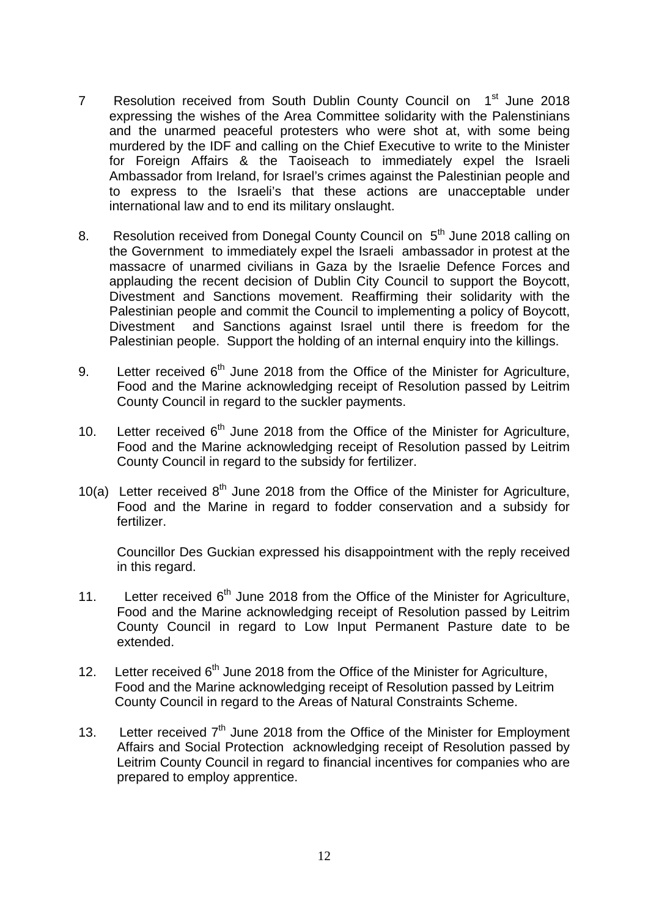7. Resolution received from South Dublin County Council on 1st June 2018 expressing the wishes of the Area Committee solidarity with the Palenstinians and the unarmed peaceful protesters who were shot at, with some being murdered by the IDF and calling on the Chief Executive to write to the Minister for Foreign Affairs & the Taoiseach to immediately expel the Israeli Ambassador from Ireland, for Israel's crimes against the Palestinian people and to express to the Israeli's that these actions are unacceptable under international law and to end its military onslaught.

8. Resolution received from Donegal County Council on 5th June 2018 calling on the Government to immediately expel the Israeli ambassador in protest at the massacre of unarmed civilians in Gaza by the Israelie Defence Forces and applauding the recent decision of Dublin City Council to support the Boycott, Divestment and Sanctions movement. Reaffirming their solidarity with the Palestinian people and commit the Council to implementing a policy of Boycott, Divestment and Sanctions against Israel until there is freedom for the Palestinian people. Support the holding of an internal enquiry into the killings.

9. Letter received 6th June 2018 from the Office of the Minister for Agriculture, Food and the Marine acknowledging receipt of Resolution passed by Leitrim County Council in regard to the suckler payments.

10. Letter received 6th June 2018 from the Office of the Minister for Agriculture, Food and the Marine acknowledging receipt of Resolution passed by Leitrim County Council in regard to the subsidy for fertilizer.

10(a) Letter received 8th June 2018 from the Office of the Minister for Agriculture, Food and the Marine in regard to fodder conservation and a subsidy for fertilizer.

Councillor Des Guckian expressed his disappointment with the reply received in this regard.

11. Letter received 6th June 2018 from the Office of the Minister for Agriculture, Food and the Marine acknowledging receipt of Resolution passed by Leitrim County Council in regard to Low Input Permanent Pasture date to be extended.

12. Letter received 6th June 2018 from the Office of the Minister for Agriculture, Food and the Marine acknowledging receipt of Resolution passed by Leitrim County Council in regard to the Areas of Natural Constraints Scheme.

13. Letter received 7th June 2018 from the Office of the Minister for Employment Affairs and Social Protection acknowledging receipt of Resolution passed by Leitrim County Council in regard to financial incentives for companies who are prepared to employ apprentice.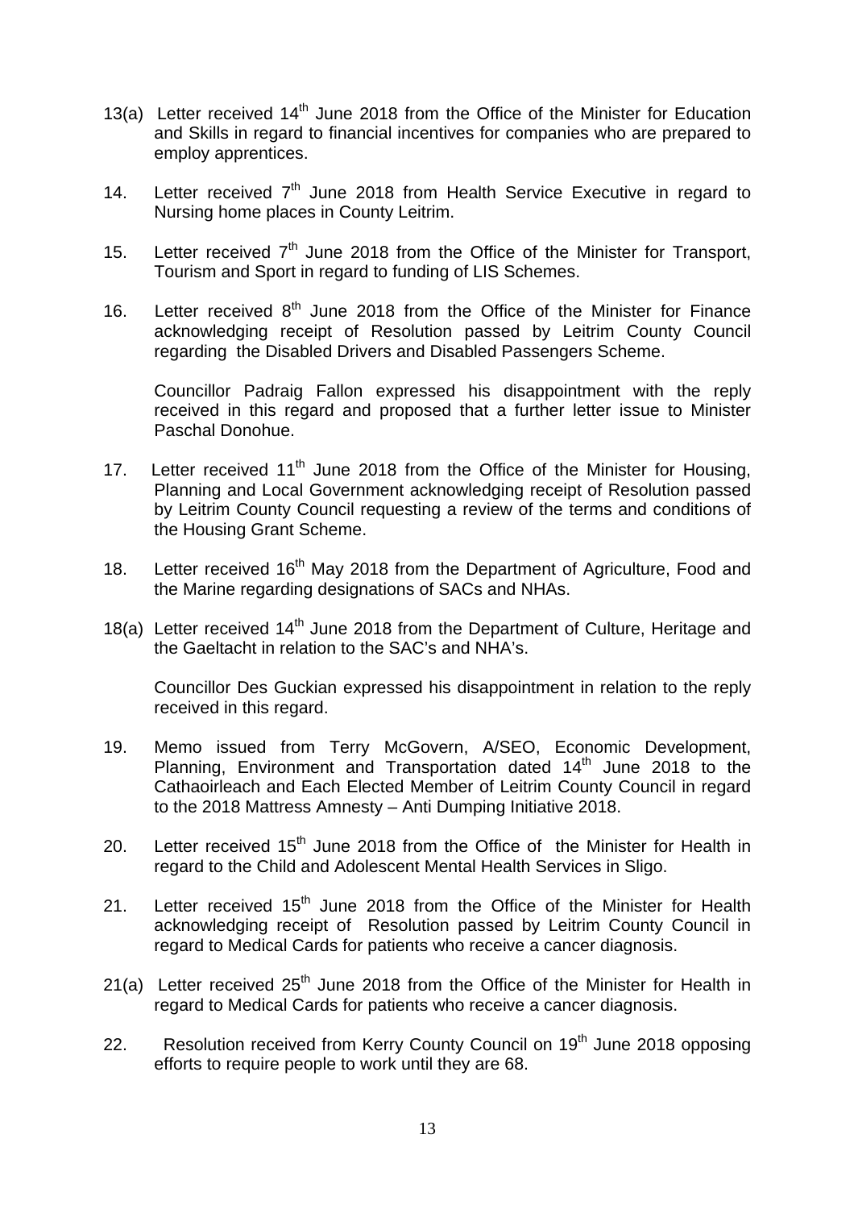13(a) Letter received 14th June 2018 from the Office of the Minister for Education and Skills in regard to financial incentives for companies who are prepared to employ apprentices.

14. Letter received 7th June 2018 from Health Service Executive in regard to Nursing home places in County Leitrim.

15. Letter received 7th June 2018 from the Office of the Minister for Transport, Tourism and Sport in regard to funding of LIS Schemes.

16. Letter received 8th June 2018 from the Office of the Minister for Finance acknowledging receipt of Resolution passed by Leitrim County Council regarding the Disabled Drivers and Disabled Passengers Scheme.

    Councillor Padraig Fallon expressed his disappointment with the reply received in this regard and proposed that a further letter issue to Minister Paschal Donohue.

17. Letter received 11th June 2018 from the Office of the Minister for Housing, Planning and Local Government acknowledging receipt of Resolution passed by Leitrim County Council requesting a review of the terms and conditions of the Housing Grant Scheme.

18. Letter received 16th May 2018 from the Department of Agriculture, Food and the Marine regarding designations of SACs and NHAs.

18(a) Letter received 14th June 2018 from the Department of Culture, Heritage and the Gaeltacht in relation to the SAC's and NHA's.

    Councillor Des Guckian expressed his disappointment in relation to the reply received in this regard.

19. Memo issued from Terry McGovern, A/SEO, Economic Development, Planning, Environment and Transportation dated 14th June 2018 to the Cathaoirleach and Each Elected Member of Leitrim County Council in regard to the 2018 Mattress Amnesty – Anti Dumping Initiative 2018.

20. Letter received 15th June 2018 from the Office of the Minister for Health in regard to the Child and Adolescent Mental Health Services in Sligo.

21. Letter received 15th June 2018 from the Office of the Minister for Health acknowledging receipt of Resolution passed by Leitrim County Council in regard to Medical Cards for patients who receive a cancer diagnosis.

21(a) Letter received 25th June 2018 from the Office of the Minister for Health in regard to Medical Cards for patients who receive a cancer diagnosis.

22. Resolution received from Kerry County Council on 19th June 2018 opposing efforts to require people to work until they are 68.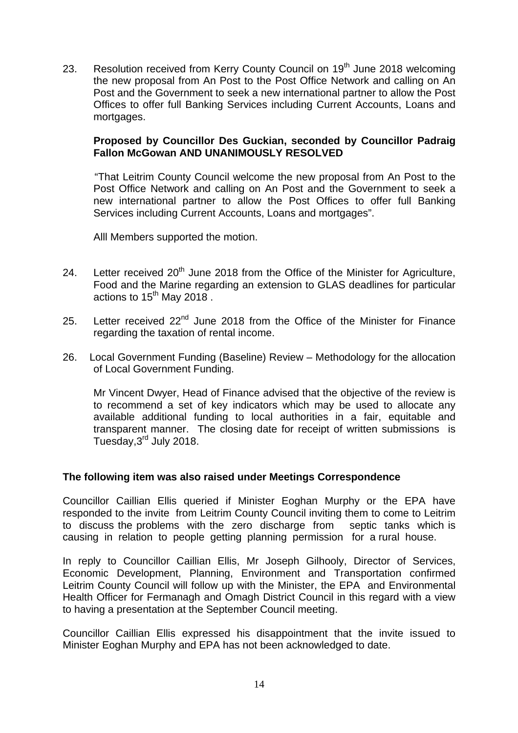23. Resolution received from Kerry County Council on 19th June 2018 welcoming the new proposal from An Post to the Post Office Network and calling on An Post and the Government to seek a new international partner to allow the Post Offices to offer full Banking Services including Current Accounts, Loans and mortgages.

    **Proposed by Councillor Des Guckian, seconded by Councillor Padraig Fallon McGowan AND UNANIMOUSLY RESOLVED**

    "That Leitrim County Council welcome the new proposal from An Post to the Post Office Network and calling on An Post and the Government to seek a new international partner to allow the Post Offices to offer full Banking Services including Current Accounts, Loans and mortgages".

    Alll Members supported the motion.

24. Letter received 20th June 2018 from the Office of the Minister for Agriculture, Food and the Marine regarding an extension to GLAS deadlines for particular actions to 15th May 2018 .

25. Letter received 22nd June 2018 from the Office of the Minister for Finance regarding the taxation of rental income.

26. Local Government Funding (Baseline) Review – Methodology for the allocation of Local Government Funding.

    Mr Vincent Dwyer, Head of Finance advised that the objective of the review is to recommend a set of key indicators which may be used to allocate any available additional funding to local authorities in a fair, equitable and transparent manner. The closing date for receipt of written submissions is Tuesday,3rd July 2018.

**The following item was also raised under Meetings Correspondence**

Councillor Caillian Ellis queried if Minister Eoghan Murphy or the EPA have responded to the invite from Leitrim County Council inviting them to come to Leitrim to discuss the problems with the zero discharge from septic tanks which is causing in relation to people getting planning permission for a rural house.

In reply to Councillor Caillian Ellis, Mr Joseph Gilhooly, Director of Services, Economic Development, Planning, Environment and Transportation confirmed Leitrim County Council will follow up with the Minister, the EPA and Environmental Health Officer for Fermanagh and Omagh District Council in this regard with a view to having a presentation at the September Council meeting.

Councillor Caillian Ellis expressed his disappointment that the invite issued to Minister Eoghan Murphy and EPA has not been acknowledged to date.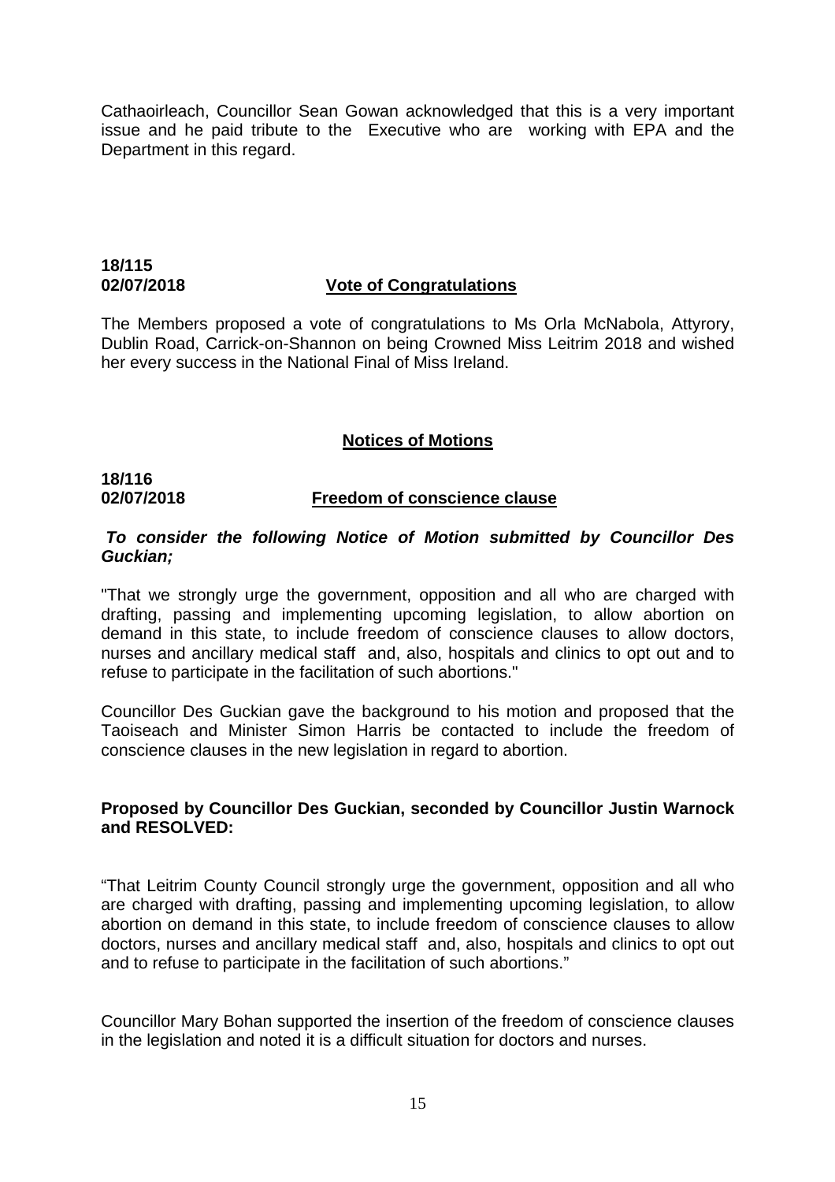Cathaoirleach, Councillor Sean Gowan acknowledged that this is a very important issue and he paid tribute to the Executive who are working with EPA and the Department in this regard.

**18/115**
**02/07/2018** **Vote of Congratulations**

The Members proposed a vote of congratulations to Ms Orla McNabola, Attyrory, Dublin Road, Carrick-on-Shannon on being Crowned Miss Leitrim 2018 and wished her every success in the National Final of Miss Ireland.

## Notices of Motions

**18/116**
**02/07/2018** **Freedom of conscience clause**

***To consider the following Notice of Motion submitted by Councillor Des Guckian;***

"That we strongly urge the government, opposition and all who are charged with drafting, passing and implementing upcoming legislation, to allow abortion on demand in this state, to include freedom of conscience clauses to allow doctors, nurses and ancillary medical staff and, also, hospitals and clinics to opt out and to refuse to participate in the facilitation of such abortions."

Councillor Des Guckian gave the background to his motion and proposed that the Taoiseach and Minister Simon Harris be contacted to include the freedom of conscience clauses in the new legislation in regard to abortion.

**Proposed by Councillor Des Guckian, seconded by Councillor Justin Warnock and RESOLVED:**

"That Leitrim County Council strongly urge the government, opposition and all who are charged with drafting, passing and implementing upcoming legislation, to allow abortion on demand in this state, to include freedom of conscience clauses to allow doctors, nurses and ancillary medical staff and, also, hospitals and clinics to opt out and to refuse to participate in the facilitation of such abortions."

Councillor Mary Bohan supported the insertion of the freedom of conscience clauses in the legislation and noted it is a difficult situation for doctors and nurses.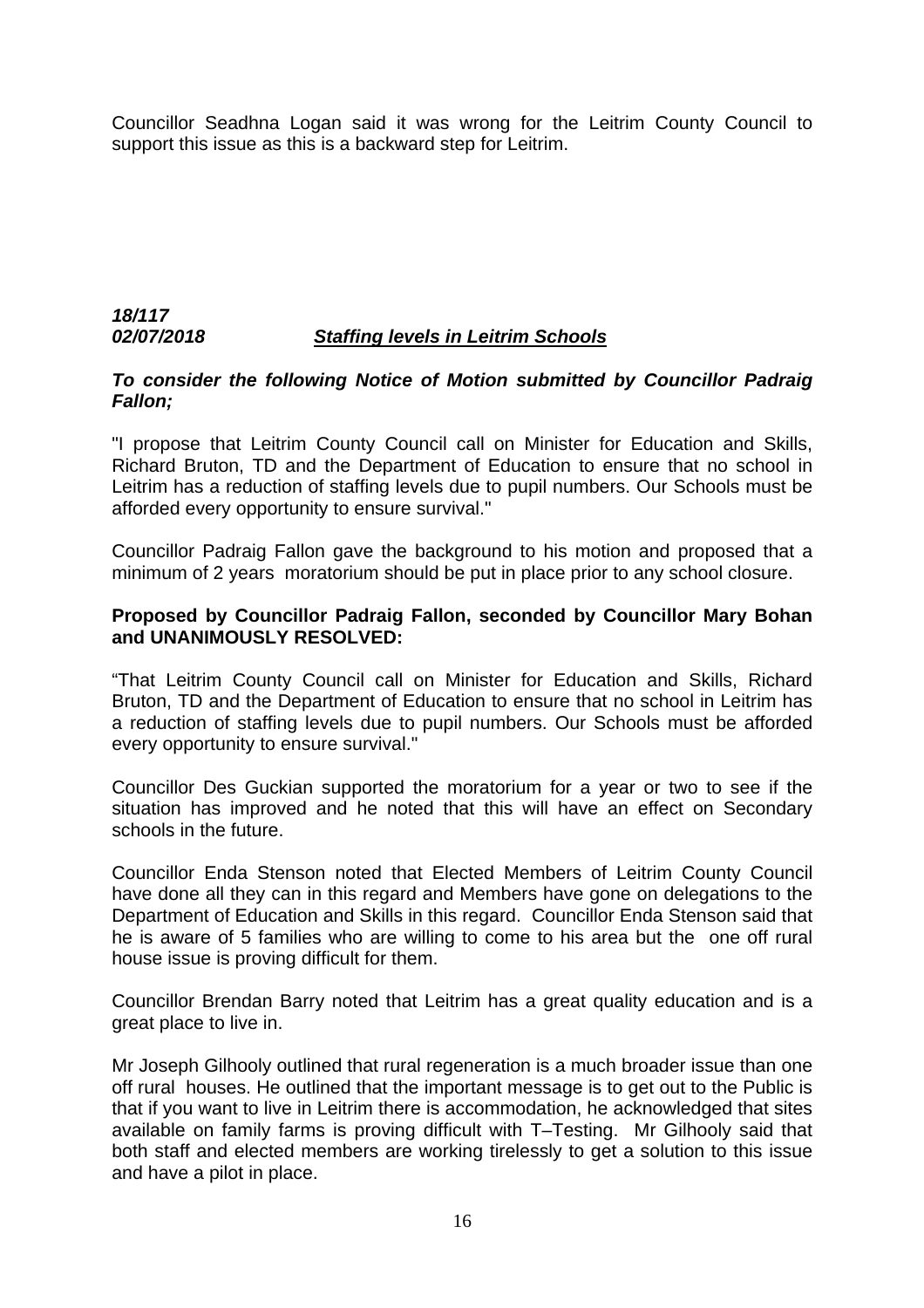Councillor Seadhna Logan said it was wrong for the Leitrim County Council to support this issue as this is a backward step for Leitrim.

***18/117***
***02/07/2018*** ***Staffing levels in Leitrim Schools***

***To consider the following Notice of Motion submitted by Councillor Padraig Fallon;***

"I propose that Leitrim County Council call on Minister for Education and Skills, Richard Bruton, TD and the Department of Education to ensure that no school in Leitrim has a reduction of staffing levels due to pupil numbers. Our Schools must be afforded every opportunity to ensure survival."

Councillor Padraig Fallon gave the background to his motion and proposed that a minimum of 2 years moratorium should be put in place prior to any school closure.

**Proposed by Councillor Padraig Fallon, seconded by Councillor Mary Bohan and UNANIMOUSLY RESOLVED:**

"That Leitrim County Council call on Minister for Education and Skills, Richard Bruton, TD and the Department of Education to ensure that no school in Leitrim has a reduction of staffing levels due to pupil numbers. Our Schools must be afforded every opportunity to ensure survival."

Councillor Des Guckian supported the moratorium for a year or two to see if the situation has improved and he noted that this will have an effect on Secondary schools in the future.

Councillor Enda Stenson noted that Elected Members of Leitrim County Council have done all they can in this regard and Members have gone on delegations to the Department of Education and Skills in this regard. Councillor Enda Stenson said that he is aware of 5 families who are willing to come to his area but the one off rural house issue is proving difficult for them.

Councillor Brendan Barry noted that Leitrim has a great quality education and is a great place to live in.

Mr Joseph Gilhooly outlined that rural regeneration is a much broader issue than one off rural houses. He outlined that the important message is to get out to the Public is that if you want to live in Leitrim there is accommodation, he acknowledged that sites available on family farms is proving difficult with T–Testing. Mr Gilhooly said that both staff and elected members are working tirelessly to get a solution to this issue and have a pilot in place.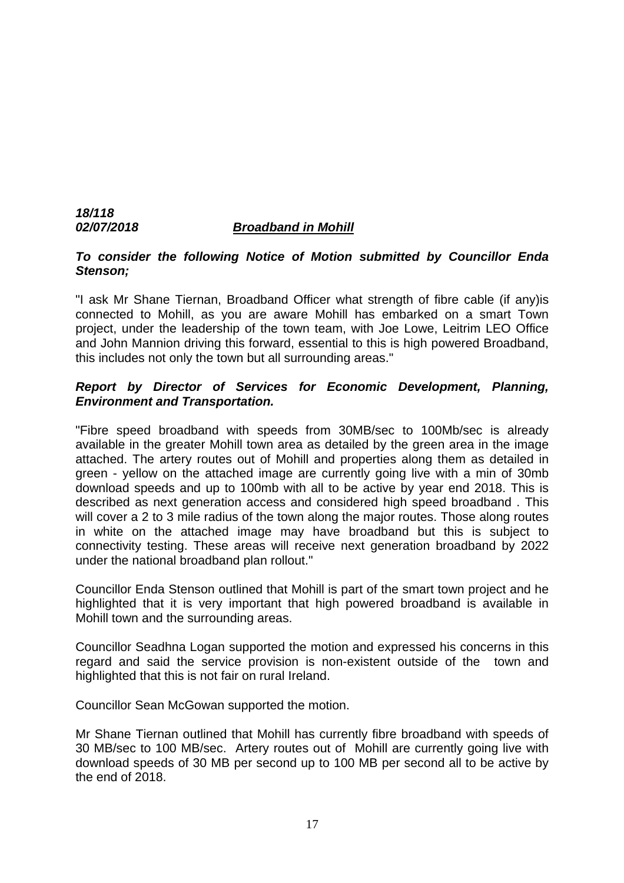***18/118***
***02/07/2018*** ***<u>Broadband in Mohill</u>***

***To consider the following Notice of Motion submitted by Councillor Enda Stenson;***

"I ask Mr Shane Tiernan, Broadband Officer what strength of fibre cable (if any)is connected to Mohill, as you are aware Mohill has embarked on a smart Town project, under the leadership of the town team, with Joe Lowe, Leitrim LEO Office and John Mannion driving this forward, essential to this is high powered Broadband, this includes not only the town but all surrounding areas."

***Report by Director of Services for Economic Development, Planning, Environment and Transportation.***

"Fibre speed broadband with speeds from 30MB/sec to 100Mb/sec is already available in the greater Mohill town area as detailed by the green area in the image attached. The artery routes out of Mohill and properties along them as detailed in green - yellow on the attached image are currently going live with a min of 30mb download speeds and up to 100mb with all to be active by year end 2018. This is described as next generation access and considered high speed broadband . This will cover a 2 to 3 mile radius of the town along the major routes. Those along routes in white on the attached image may have broadband but this is subject to connectivity testing. These areas will receive next generation broadband by 2022 under the national broadband plan rollout."

Councillor Enda Stenson outlined that Mohill is part of the smart town project and he highlighted that it is very important that high powered broadband is available in Mohill town and the surrounding areas.

Councillor Seadhna Logan supported the motion and expressed his concerns in this regard and said the service provision is non-existent outside of the town and highlighted that this is not fair on rural Ireland.

Councillor Sean McGowan supported the motion.

Mr Shane Tiernan outlined that Mohill has currently fibre broadband with speeds of 30 MB/sec to 100 MB/sec. Artery routes out of Mohill are currently going live with download speeds of 30 MB per second up to 100 MB per second all to be active by the end of 2018.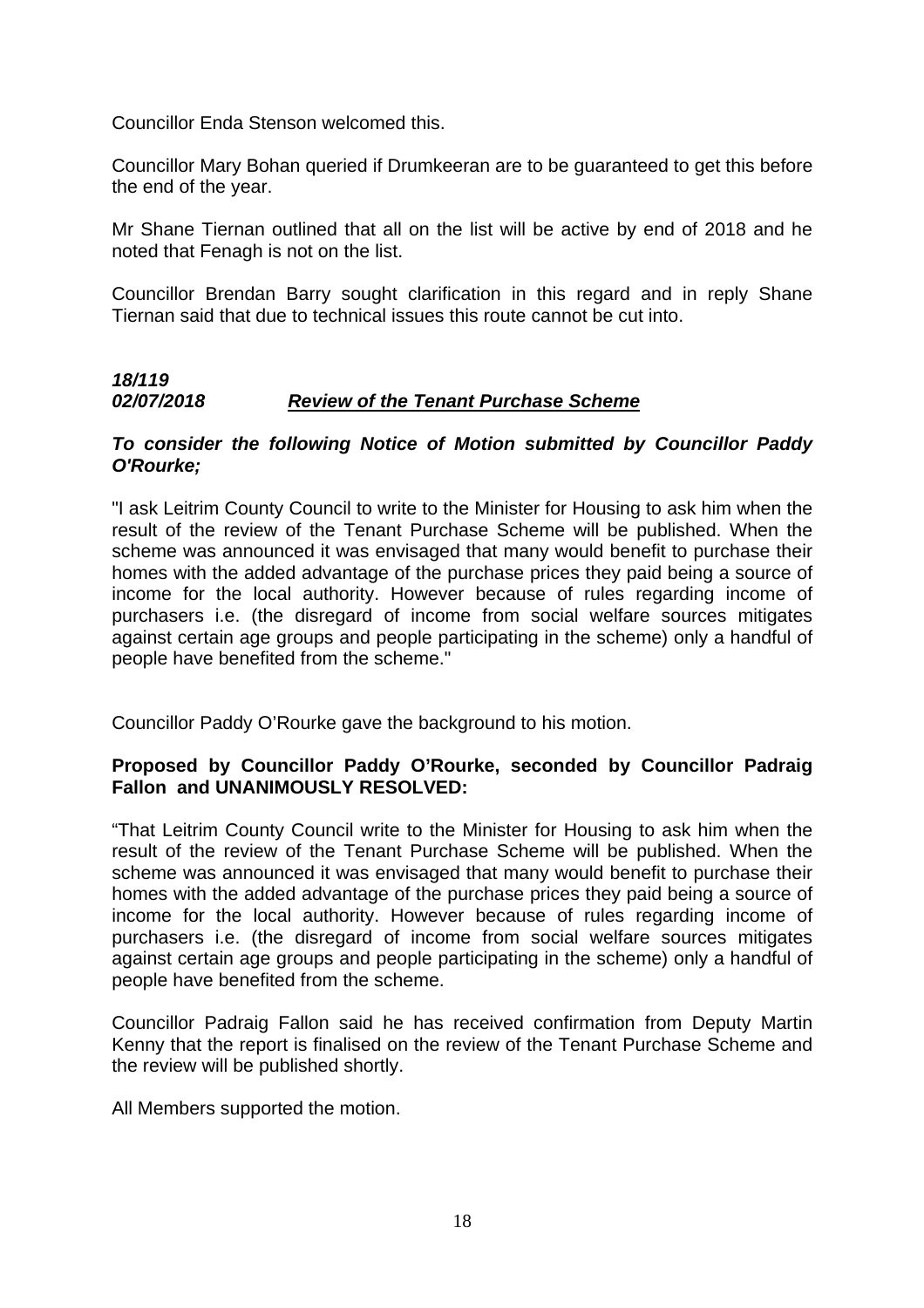Councillor Enda Stenson welcomed this.

Councillor Mary Bohan queried if Drumkeeran are to be guaranteed to get this before the end of the year.

Mr Shane Tiernan outlined that all on the list will be active by end of 2018 and he noted that Fenagh is not on the list.

Councillor Brendan Barry sought clarification in this regard and in reply Shane Tiernan said that due to technical issues this route cannot be cut into.

***18/119***
***02/07/2018*** ***<u>Review of the Tenant Purchase Scheme</u>***

***To consider the following Notice of Motion submitted by Councillor Paddy O'Rourke;***

"I ask Leitrim County Council to write to the Minister for Housing to ask him when the result of the review of the Tenant Purchase Scheme will be published. When the scheme was announced it was envisaged that many would benefit to purchase their homes with the added advantage of the purchase prices they paid being a source of income for the local authority. However because of rules regarding income of purchasers i.e. (the disregard of income from social welfare sources mitigates against certain age groups and people participating in the scheme) only a handful of people have benefited from the scheme."

Councillor Paddy O'Rourke gave the background to his motion.

**Proposed by Councillor Paddy O'Rourke, seconded by Councillor Padraig Fallon and UNANIMOUSLY RESOLVED:**

"That Leitrim County Council write to the Minister for Housing to ask him when the result of the review of the Tenant Purchase Scheme will be published. When the scheme was announced it was envisaged that many would benefit to purchase their homes with the added advantage of the purchase prices they paid being a source of income for the local authority. However because of rules regarding income of purchasers i.e. (the disregard of income from social welfare sources mitigates against certain age groups and people participating in the scheme) only a handful of people have benefited from the scheme.

Councillor Padraig Fallon said he has received confirmation from Deputy Martin Kenny that the report is finalised on the review of the Tenant Purchase Scheme and the review will be published shortly.

All Members supported the motion.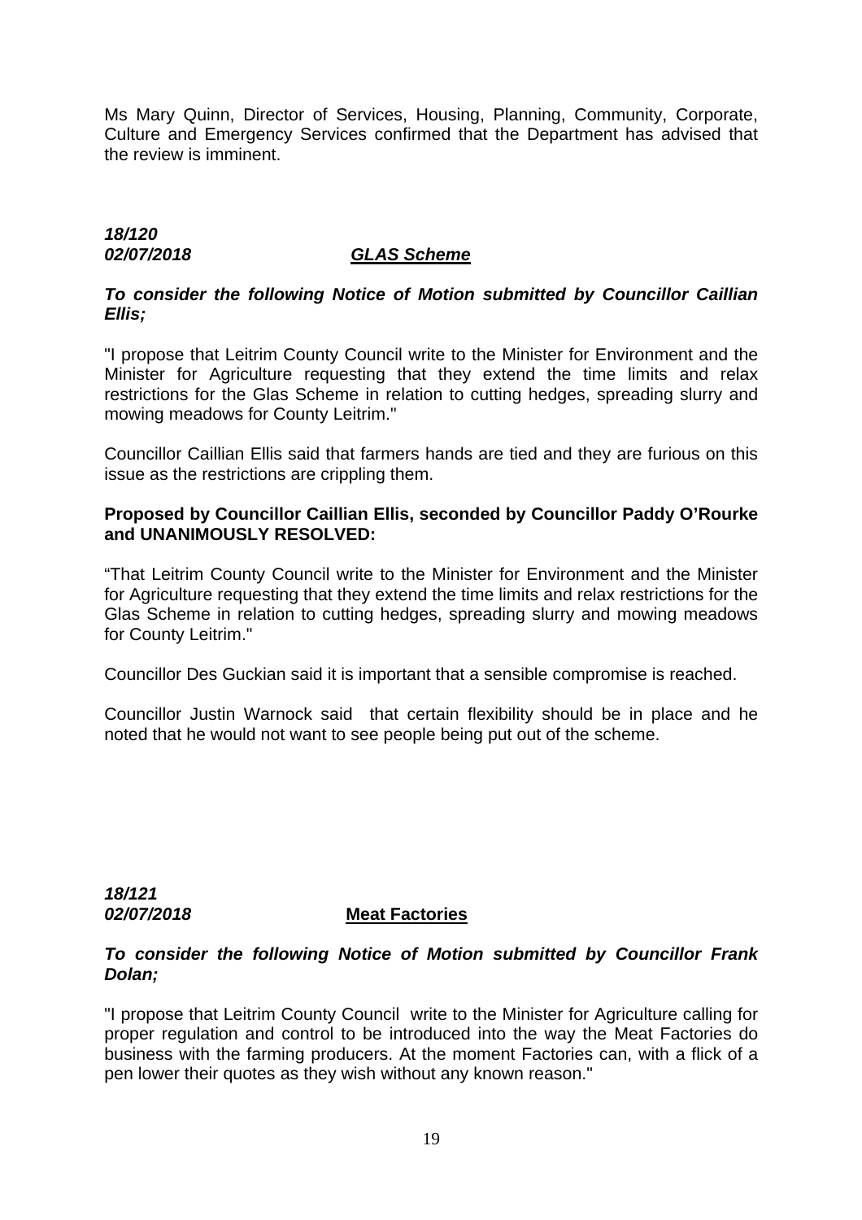Ms Mary Quinn, Director of Services, Housing, Planning, Community, Corporate, Culture and Emergency Services confirmed that the Department has advised that the review is imminent.

***18/120***
***02/07/2018*** ***GLAS Scheme***

***To consider the following Notice of Motion submitted by Councillor Caillian Ellis;***

"I propose that Leitrim County Council write to the Minister for Environment and the Minister for Agriculture requesting that they extend the time limits and relax restrictions for the Glas Scheme in relation to cutting hedges, spreading slurry and mowing meadows for County Leitrim."

Councillor Caillian Ellis said that farmers hands are tied and they are furious on this issue as the restrictions are crippling them.

**Proposed by Councillor Caillian Ellis, seconded by Councillor Paddy O'Rourke and UNANIMOUSLY RESOLVED:**

"That Leitrim County Council write to the Minister for Environment and the Minister for Agriculture requesting that they extend the time limits and relax restrictions for the Glas Scheme in relation to cutting hedges, spreading slurry and mowing meadows for County Leitrim."

Councillor Des Guckian said it is important that a sensible compromise is reached.

Councillor Justin Warnock said that certain flexibility should be in place and he noted that he would not want to see people being put out of the scheme.

***18/121***
***02/07/2018*** **Meat Factories**

***To consider the following Notice of Motion submitted by Councillor Frank Dolan;***

"I propose that Leitrim County Council write to the Minister for Agriculture calling for proper regulation and control to be introduced into the way the Meat Factories do business with the farming producers. At the moment Factories can, with a flick of a pen lower their quotes as they wish without any known reason."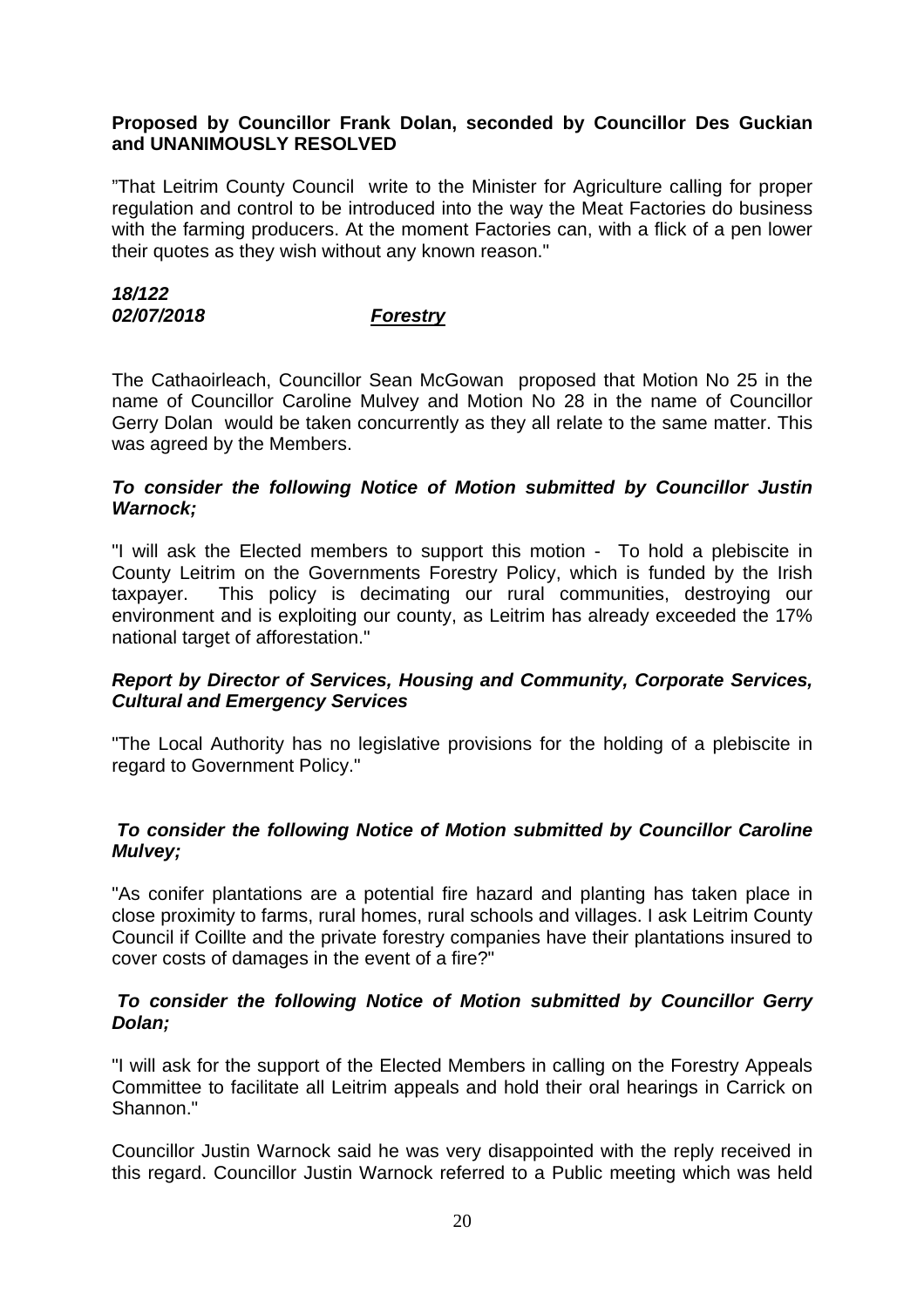**Proposed by Councillor Frank Dolan, seconded by Councillor Des Guckian and UNANIMOUSLY RESOLVED**

"That Leitrim County Council write to the Minister for Agriculture calling for proper regulation and control to be introduced into the way the Meat Factories do business with the farming producers. At the moment Factories can, with a flick of a pen lower their quotes as they wish without any known reason."

***18/122***
***02/07/2018*** ***Forestry***

The Cathaoirleach, Councillor Sean McGowan proposed that Motion No 25 in the name of Councillor Caroline Mulvey and Motion No 28 in the name of Councillor Gerry Dolan would be taken concurrently as they all relate to the same matter. This was agreed by the Members.

***To consider the following Notice of Motion submitted by Councillor Justin Warnock;***

"I will ask the Elected members to support this motion - To hold a plebiscite in County Leitrim on the Governments Forestry Policy, which is funded by the Irish taxpayer. This policy is decimating our rural communities, destroying our environment and is exploiting our county, as Leitrim has already exceeded the 17% national target of afforestation."

***Report by Director of Services, Housing and Community, Corporate Services, Cultural and Emergency Services***

"The Local Authority has no legislative provisions for the holding of a plebiscite in regard to Government Policy."

***To consider the following Notice of Motion submitted by Councillor Caroline Mulvey;***

"As conifer plantations are a potential fire hazard and planting has taken place in close proximity to farms, rural homes, rural schools and villages. I ask Leitrim County Council if Coillte and the private forestry companies have their plantations insured to cover costs of damages in the event of a fire?"

***To consider the following Notice of Motion submitted by Councillor Gerry Dolan;***

"I will ask for the support of the Elected Members in calling on the Forestry Appeals Committee to facilitate all Leitrim appeals and hold their oral hearings in Carrick on Shannon."

Councillor Justin Warnock said he was very disappointed with the reply received in this regard. Councillor Justin Warnock referred to a Public meeting which was held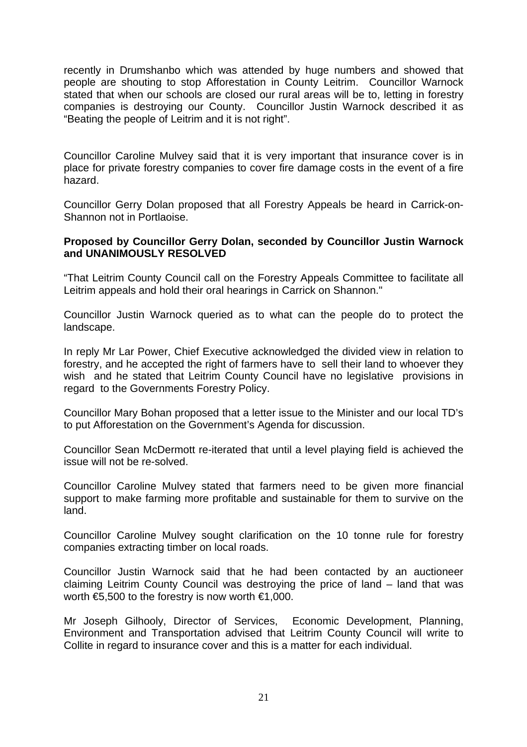recently in Drumshanbo which was attended by huge numbers and showed that people are shouting to stop Afforestation in County Leitrim. Councillor Warnock stated that when our schools are closed our rural areas will be to, letting in forestry companies is destroying our County. Councillor Justin Warnock described it as "Beating the people of Leitrim and it is not right".

Councillor Caroline Mulvey said that it is very important that insurance cover is in place for private forestry companies to cover fire damage costs in the event of a fire hazard.

Councillor Gerry Dolan proposed that all Forestry Appeals be heard in Carrick-on-Shannon not in Portlaoise.

**Proposed by Councillor Gerry Dolan, seconded by Councillor Justin Warnock and UNANIMOUSLY RESOLVED**

"That Leitrim County Council call on the Forestry Appeals Committee to facilitate all Leitrim appeals and hold their oral hearings in Carrick on Shannon."

Councillor Justin Warnock queried as to what can the people do to protect the landscape.

In reply Mr Lar Power, Chief Executive acknowledged the divided view in relation to forestry, and he accepted the right of farmers have to sell their land to whoever they wish and he stated that Leitrim County Council have no legislative provisions in regard to the Governments Forestry Policy.

Councillor Mary Bohan proposed that a letter issue to the Minister and our local TD's to put Afforestation on the Government's Agenda for discussion.

Councillor Sean McDermott re-iterated that until a level playing field is achieved the issue will not be re-solved.

Councillor Caroline Mulvey stated that farmers need to be given more financial support to make farming more profitable and sustainable for them to survive on the land.

Councillor Caroline Mulvey sought clarification on the 10 tonne rule for forestry companies extracting timber on local roads.

Councillor Justin Warnock said that he had been contacted by an auctioneer claiming Leitrim County Council was destroying the price of land – land that was worth €5,500 to the forestry is now worth €1,000.

Mr Joseph Gilhooly, Director of Services, Economic Development, Planning, Environment and Transportation advised that Leitrim County Council will write to Collite in regard to insurance cover and this is a matter for each individual.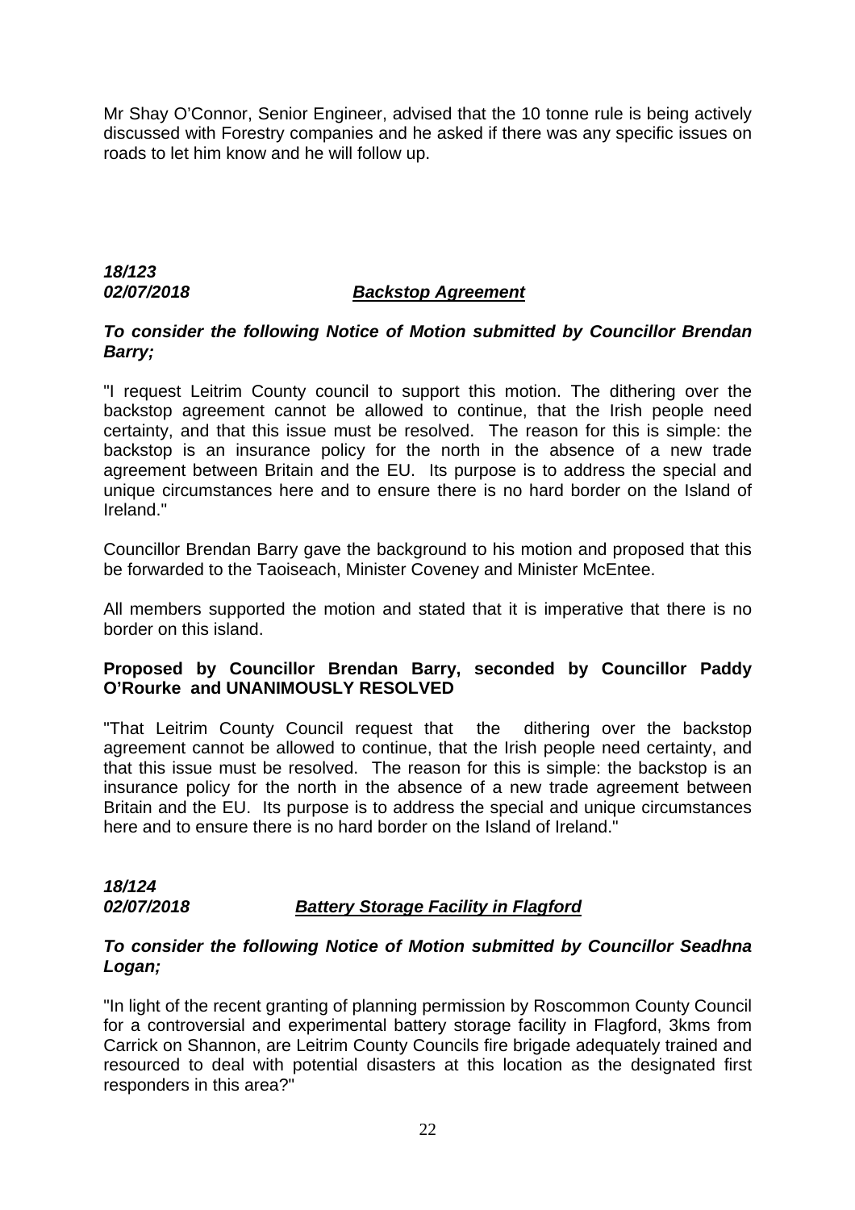Mr Shay O'Connor, Senior Engineer, advised that the 10 tonne rule is being actively discussed with Forestry companies and he asked if there was any specific issues on roads to let him know and he will follow up.

***18/123***
***02/07/2018*** ***<u>Backstop Agreement</u>***

***To consider the following Notice of Motion submitted by Councillor Brendan Barry;***

"I request Leitrim County council to support this motion. The dithering over the backstop agreement cannot be allowed to continue, that the Irish people need certainty, and that this issue must be resolved. The reason for this is simple: the backstop is an insurance policy for the north in the absence of a new trade agreement between Britain and the EU. Its purpose is to address the special and unique circumstances here and to ensure there is no hard border on the Island of Ireland."

Councillor Brendan Barry gave the background to his motion and proposed that this be forwarded to the Taoiseach, Minister Coveney and Minister McEntee.

All members supported the motion and stated that it is imperative that there is no border on this island.

**Proposed by Councillor Brendan Barry, seconded by Councillor Paddy O'Rourke and UNANIMOUSLY RESOLVED**

"That Leitrim County Council request that the dithering over the backstop agreement cannot be allowed to continue, that the Irish people need certainty, and that this issue must be resolved. The reason for this is simple: the backstop is an insurance policy for the north in the absence of a new trade agreement between Britain and the EU. Its purpose is to address the special and unique circumstances here and to ensure there is no hard border on the Island of Ireland."

***18/124***
***02/07/2018*** ***<u>Battery Storage Facility in Flagford</u>***

***To consider the following Notice of Motion submitted by Councillor Seadhna Logan;***

"In light of the recent granting of planning permission by Roscommon County Council for a controversial and experimental battery storage facility in Flagford, 3kms from Carrick on Shannon, are Leitrim County Councils fire brigade adequately trained and resourced to deal with potential disasters at this location as the designated first responders in this area?"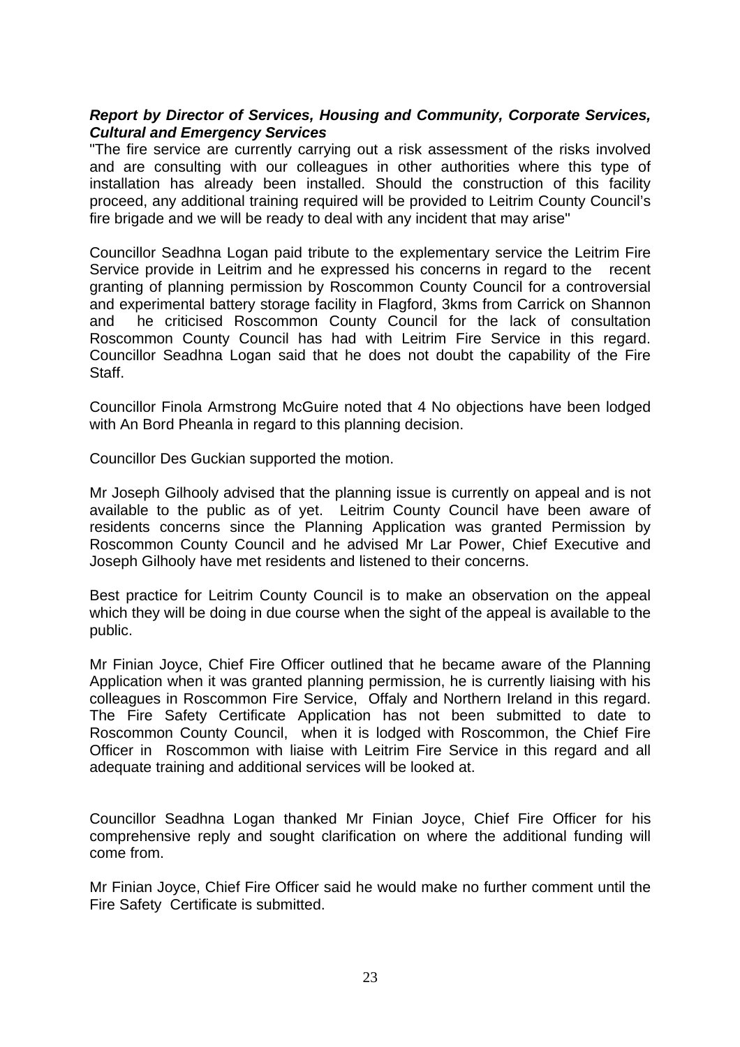***Report by Director of Services, Housing and Community, Corporate Services, Cultural and Emergency Services***

"The fire service are currently carrying out a risk assessment of the risks involved and are consulting with our colleagues in other authorities where this type of installation has already been installed. Should the construction of this facility proceed, any additional training required will be provided to Leitrim County Council's fire brigade and we will be ready to deal with any incident that may arise"

Councillor Seadhna Logan paid tribute to the explementary service the Leitrim Fire Service provide in Leitrim and he expressed his concerns in regard to the recent granting of planning permission by Roscommon County Council for a controversial and experimental battery storage facility in Flagford, 3kms from Carrick on Shannon and he criticised Roscommon County Council for the lack of consultation Roscommon County Council has had with Leitrim Fire Service in this regard. Councillor Seadhna Logan said that he does not doubt the capability of the Fire Staff.

Councillor Finola Armstrong McGuire noted that 4 No objections have been lodged with An Bord Pheanla in regard to this planning decision.

Councillor Des Guckian supported the motion.

Mr Joseph Gilhooly advised that the planning issue is currently on appeal and is not available to the public as of yet. Leitrim County Council have been aware of residents concerns since the Planning Application was granted Permission by Roscommon County Council and he advised Mr Lar Power, Chief Executive and Joseph Gilhooly have met residents and listened to their concerns.

Best practice for Leitrim County Council is to make an observation on the appeal which they will be doing in due course when the sight of the appeal is available to the public.

Mr Finian Joyce, Chief Fire Officer outlined that he became aware of the Planning Application when it was granted planning permission, he is currently liaising with his colleagues in Roscommon Fire Service, Offaly and Northern Ireland in this regard. The Fire Safety Certificate Application has not been submitted to date to Roscommon County Council, when it is lodged with Roscommon, the Chief Fire Officer in Roscommon with liaise with Leitrim Fire Service in this regard and all adequate training and additional services will be looked at.

Councillor Seadhna Logan thanked Mr Finian Joyce, Chief Fire Officer for his comprehensive reply and sought clarification on where the additional funding will come from.

Mr Finian Joyce, Chief Fire Officer said he would make no further comment until the Fire Safety Certificate is submitted.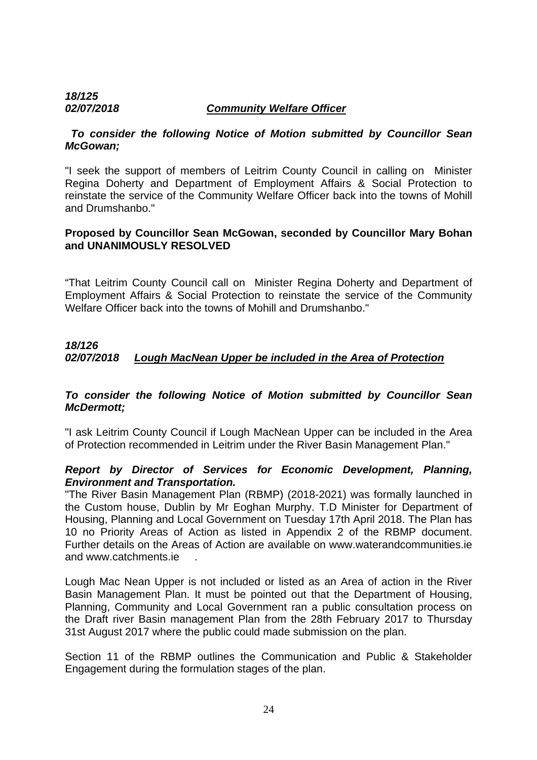***18/125***
***02/07/2018*** ***Community Welfare Officer***

***To consider the following Notice of Motion submitted by Councillor Sean McGowan;***

"I seek the support of members of Leitrim County Council in calling on Minister Regina Doherty and Department of Employment Affairs & Social Protection to reinstate the service of the Community Welfare Officer back into the towns of Mohill and Drumshanbo."

**Proposed by Councillor Sean McGowan, seconded by Councillor Mary Bohan and UNANIMOUSLY RESOLVED**

"That Leitrim County Council call on Minister Regina Doherty and Department of Employment Affairs & Social Protection to reinstate the service of the Community Welfare Officer back into the towns of Mohill and Drumshanbo."

***18/126***
***02/07/2018*** ***Lough MacNean Upper be included in the Area of Protection***

***To consider the following Notice of Motion submitted by Councillor Sean McDermott;***

"I ask Leitrim County Council if Lough MacNean Upper can be included in the Area of Protection recommended in Leitrim under the River Basin Management Plan."

***Report by Director of Services for Economic Development, Planning, Environment and Transportation.***

"The River Basin Management Plan (RBMP) (2018-2021) was formally launched in the Custom house, Dublin by Mr Eoghan Murphy. T.D Minister for Department of Housing, Planning and Local Government on Tuesday 17th April 2018. The Plan has 10 no Priority Areas of Action as listed in Appendix 2 of the RBMP document. Further details on the Areas of Action are available on www.waterandcommunities.ie and www.catchments.ie .

Lough Mac Nean Upper is not included or listed as an Area of action in the River Basin Management Plan. It must be pointed out that the Department of Housing, Planning, Community and Local Government ran a public consultation process on the Draft river Basin management Plan from the 28th February 2017 to Thursday 31st August 2017 where the public could made submission on the plan.

Section 11 of the RBMP outlines the Communication and Public & Stakeholder Engagement during the formulation stages of the plan.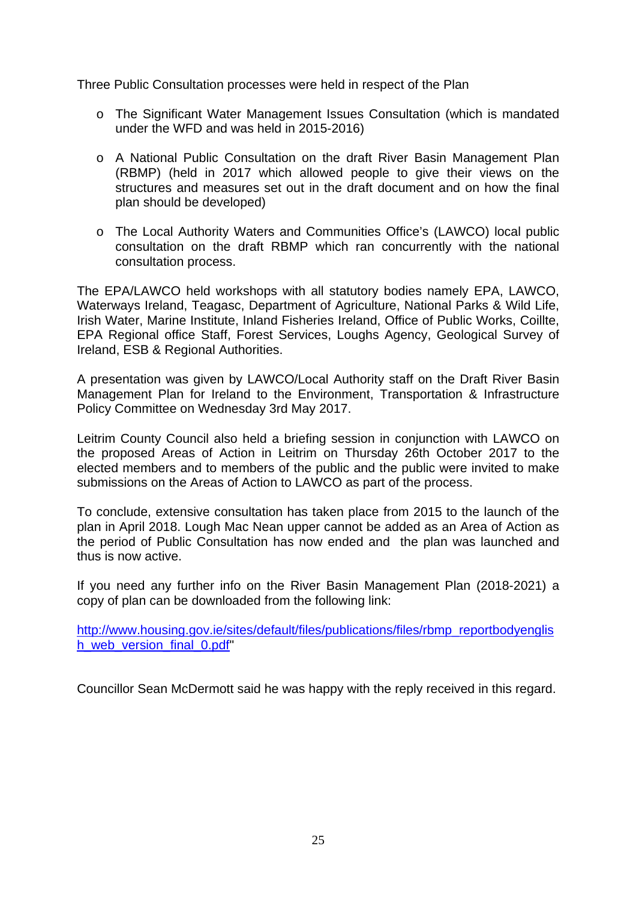Three Public Consultation processes were held in respect of the Plan

- The Significant Water Management Issues Consultation (which is mandated under the WFD and was held in 2015-2016)
- A National Public Consultation on the draft River Basin Management Plan (RBMP) (held in 2017 which allowed people to give their views on the structures and measures set out in the draft document and on how the final plan should be developed)
- The Local Authority Waters and Communities Office's (LAWCO) local public consultation on the draft RBMP which ran concurrently with the national consultation process.

The EPA/LAWCO held workshops with all statutory bodies namely EPA, LAWCO, Waterways Ireland, Teagasc, Department of Agriculture, National Parks & Wild Life, Irish Water, Marine Institute, Inland Fisheries Ireland, Office of Public Works, Coillte, EPA Regional office Staff, Forest Services, Loughs Agency, Geological Survey of Ireland, ESB & Regional Authorities.

A presentation was given by LAWCO/Local Authority staff on the Draft River Basin Management Plan for Ireland to the Environment, Transportation & Infrastructure Policy Committee on Wednesday 3rd May 2017.

Leitrim County Council also held a briefing session in conjunction with LAWCO on the proposed Areas of Action in Leitrim on Thursday 26th October 2017 to the elected members and to members of the public and the public were invited to make submissions on the Areas of Action to LAWCO as part of the process.

To conclude, extensive consultation has taken place from 2015 to the launch of the plan in April 2018. Lough Mac Nean upper cannot be added as an Area of Action as the period of Public Consultation has now ended and the plan was launched and thus is now active.

If you need any further info on the River Basin Management Plan (2018-2021) a copy of plan can be downloaded from the following link:

http://www.housing.gov.ie/sites/default/files/publications/files/rbmp_reportbodyenglish_web_version_final_0.pdf"

Councillor Sean McDermott said he was happy with the reply received in this regard.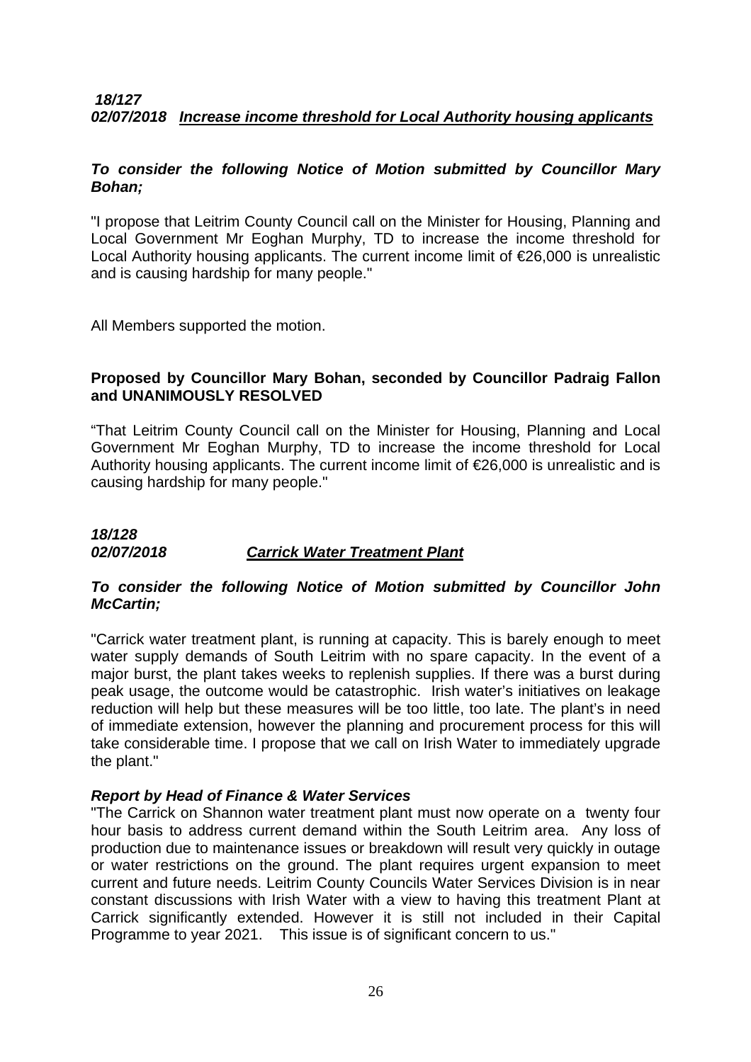***18/127***
***02/07/2018*** ***<u>Increase income threshold for Local Authority housing applicants</u>***

***To consider the following Notice of Motion submitted by Councillor Mary Bohan;***

"I propose that Leitrim County Council call on the Minister for Housing, Planning and Local Government Mr Eoghan Murphy, TD to increase the income threshold for Local Authority housing applicants. The current income limit of €26,000 is unrealistic and is causing hardship for many people."

All Members supported the motion.

**Proposed by Councillor Mary Bohan, seconded by Councillor Padraig Fallon and UNANIMOUSLY RESOLVED**

"That Leitrim County Council call on the Minister for Housing, Planning and Local Government Mr Eoghan Murphy, TD to increase the income threshold for Local Authority housing applicants. The current income limit of €26,000 is unrealistic and is causing hardship for many people."

***18/128***
***02/07/2018*** ***<u>Carrick Water Treatment Plant</u>***

***To consider the following Notice of Motion submitted by Councillor John McCartin;***

"Carrick water treatment plant, is running at capacity. This is barely enough to meet water supply demands of South Leitrim with no spare capacity. In the event of a major burst, the plant takes weeks to replenish supplies. If there was a burst during peak usage, the outcome would be catastrophic. Irish water's initiatives on leakage reduction will help but these measures will be too little, too late. The plant's in need of immediate extension, however the planning and procurement process for this will take considerable time. I propose that we call on Irish Water to immediately upgrade the plant."

***Report by Head of Finance & Water Services***

"The Carrick on Shannon water treatment plant must now operate on a twenty four hour basis to address current demand within the South Leitrim area. Any loss of production due to maintenance issues or breakdown will result very quickly in outage or water restrictions on the ground. The plant requires urgent expansion to meet current and future needs. Leitrim County Councils Water Services Division is in near constant discussions with Irish Water with a view to having this treatment Plant at Carrick significantly extended. However it is still not included in their Capital Programme to year 2021. This issue is of significant concern to us."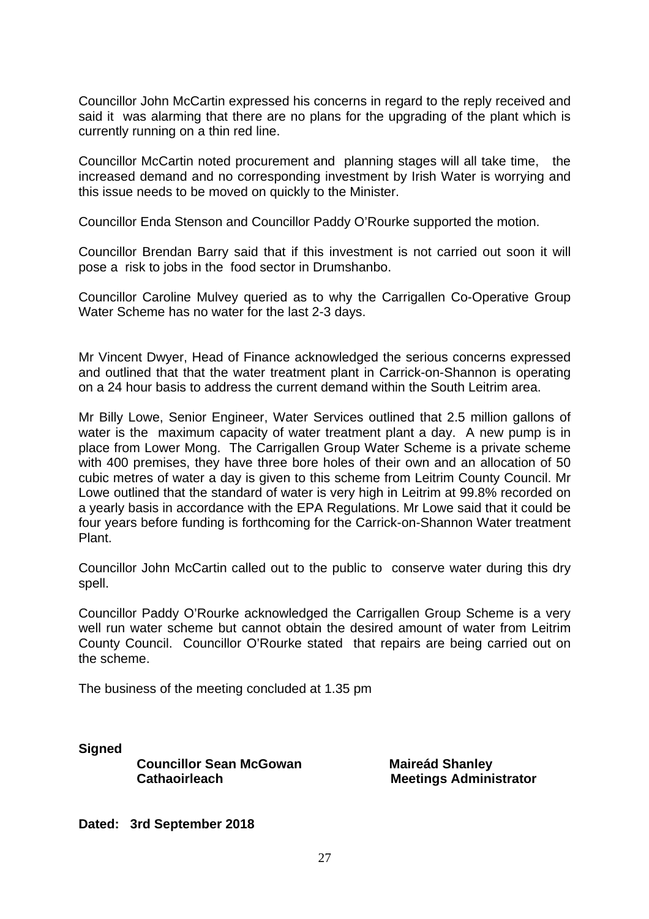Councillor John McCartin expressed his concerns in regard to the reply received and said it was alarming that there are no plans for the upgrading of the plant which is currently running on a thin red line.

Councillor McCartin noted procurement and planning stages will all take time, the increased demand and no corresponding investment by Irish Water is worrying and this issue needs to be moved on quickly to the Minister.

Councillor Enda Stenson and Councillor Paddy O'Rourke supported the motion.

Councillor Brendan Barry said that if this investment is not carried out soon it will pose a risk to jobs in the food sector in Drumshanbo.

Councillor Caroline Mulvey queried as to why the Carrigallen Co-Operative Group Water Scheme has no water for the last 2-3 days.

Mr Vincent Dwyer, Head of Finance acknowledged the serious concerns expressed and outlined that that the water treatment plant in Carrick-on-Shannon is operating on a 24 hour basis to address the current demand within the South Leitrim area.

Mr Billy Lowe, Senior Engineer, Water Services outlined that 2.5 million gallons of water is the maximum capacity of water treatment plant a day. A new pump is in place from Lower Mong. The Carrigallen Group Water Scheme is a private scheme with 400 premises, they have three bore holes of their own and an allocation of 50 cubic metres of water a day is given to this scheme from Leitrim County Council. Mr Lowe outlined that the standard of water is very high in Leitrim at 99.8% recorded on a yearly basis in accordance with the EPA Regulations. Mr Lowe said that it could be four years before funding is forthcoming for the Carrick-on-Shannon Water treatment Plant.

Councillor John McCartin called out to the public to conserve water during this dry spell.

Councillor Paddy O'Rourke acknowledged the Carrigallen Group Scheme is a very well run water scheme but cannot obtain the desired amount of water from Leitrim County Council. Councillor O'Rourke stated that repairs are being carried out on the scheme.

The business of the meeting concluded at 1.35 pm

**Signed**

**Councillor Sean McGowan**
**Cathaoirleach**

**Maireád Shanley**
**Meetings Administrator**

**Dated: 3rd September 2018**